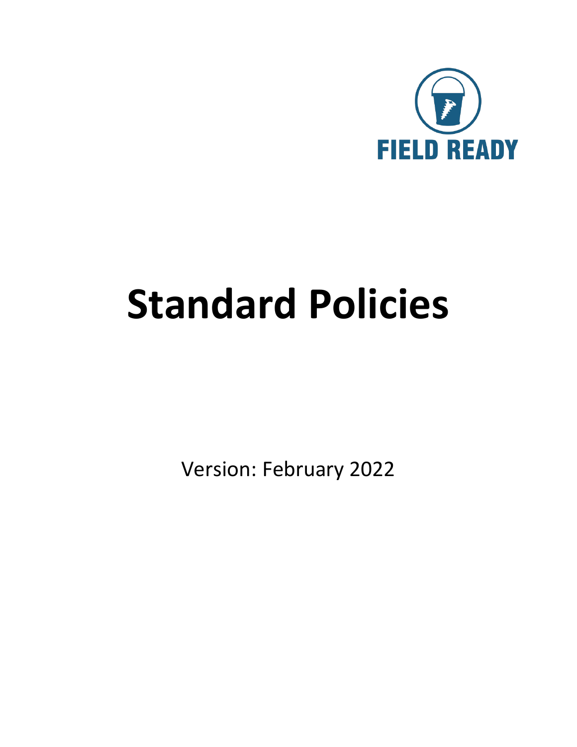FIELD READY

# Standard Policies

Version: February 2022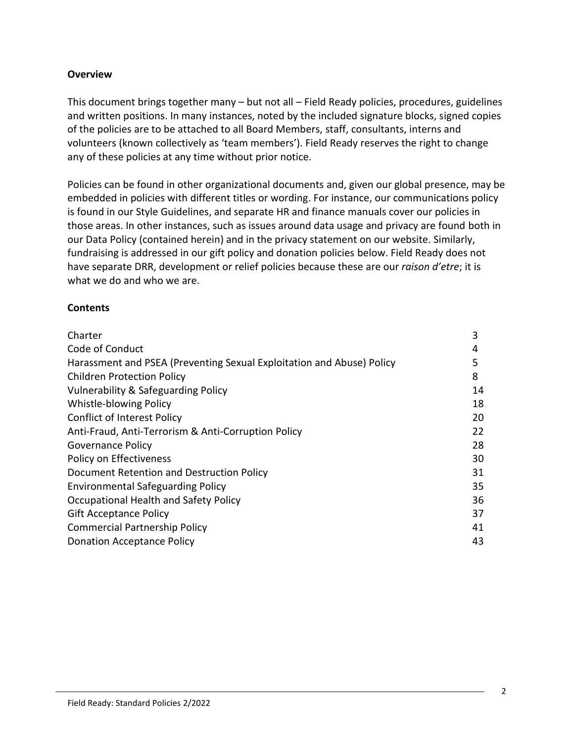## Overview

This document brings together many – but not all – Field Ready policies, procedures, guidelines and written positions. In many instances, noted by the included signature blocks, signed copies of the policies are to be attached to all Board Members, staff, consultants, interns and volunteers (known collectively as 'team members'). Field Ready reserves the right to change any of these policies at any time without prior notice.

Policies can be found in other organizational documents and, given our global presence, may be embedded in policies with different titles or wording. For instance, our communications policy is found in our Style Guidelines, and separate HR and finance manuals cover our policies in those areas. In other instances, such as issues around data usage and privacy are found both in our Data Policy (contained herein) and in the privacy statement on our website. Similarly, fundraising is addressed in our gift policy and donation policies below. Field Ready does not have separate DRR, development or relief policies because these are our *raison d'etre*; it is what we do and who we are.

## Contents

| | |
|---|---|
| Charter | 3 |
| Code of Conduct | 4 |
| Harassment and PSEA (Preventing Sexual Exploitation and Abuse) Policy | 5 |
| Children Protection Policy | 8 |
| Vulnerability & Safeguarding Policy | 14 |
| Whistle-blowing Policy | 18 |
| Conflict of Interest Policy | 20 |
| Anti-Fraud, Anti-Terrorism & Anti-Corruption Policy | 22 |
| Governance Policy | 28 |
| Policy on Effectiveness | 30 |
| Document Retention and Destruction Policy | 31 |
| Environmental Safeguarding Policy | 35 |
| Occupational Health and Safety Policy | 36 |
| Gift Acceptance Policy | 37 |
| Commercial Partnership Policy | 41 |
| Donation Acceptance Policy | 43 |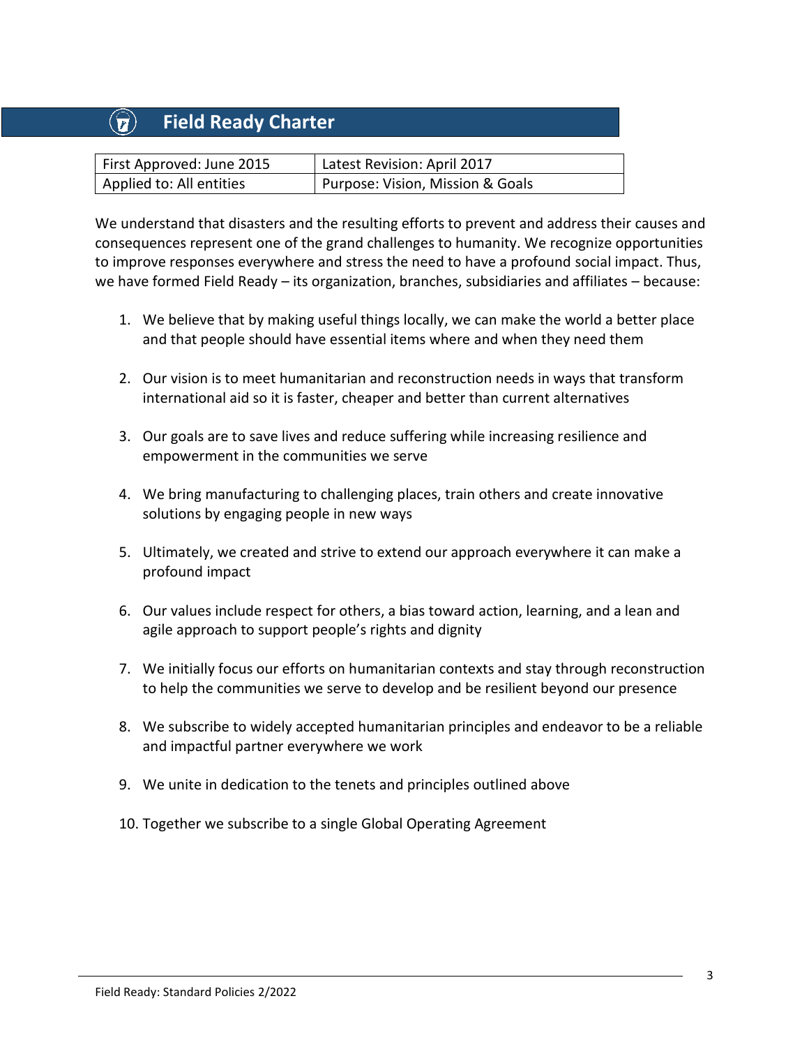# Field Ready Charter

| First Approved: June 2015 | Latest Revision: April 2017 |
|---|---|
| Applied to: All entities | Purpose: Vision, Mission & Goals |

We understand that disasters and the resulting efforts to prevent and address their causes and consequences represent one of the grand challenges to humanity. We recognize opportunities to improve responses everywhere and stress the need to have a profound social impact. Thus, we have formed Field Ready – its organization, branches, subsidiaries and affiliates – because:

1. We believe that by making useful things locally, we can make the world a better place and that people should have essential items where and when they need them

2. Our vision is to meet humanitarian and reconstruction needs in ways that transform international aid so it is faster, cheaper and better than current alternatives

3. Our goals are to save lives and reduce suffering while increasing resilience and empowerment in the communities we serve

4. We bring manufacturing to challenging places, train others and create innovative solutions by engaging people in new ways

5. Ultimately, we created and strive to extend our approach everywhere it can make a profound impact

6. Our values include respect for others, a bias toward action, learning, and a lean and agile approach to support people's rights and dignity

7. We initially focus our efforts on humanitarian contexts and stay through reconstruction to help the communities we serve to develop and be resilient beyond our presence

8. We subscribe to widely accepted humanitarian principles and endeavor to be a reliable and impactful partner everywhere we work

9. We unite in dedication to the tenets and principles outlined above

10. Together we subscribe to a single Global Operating Agreement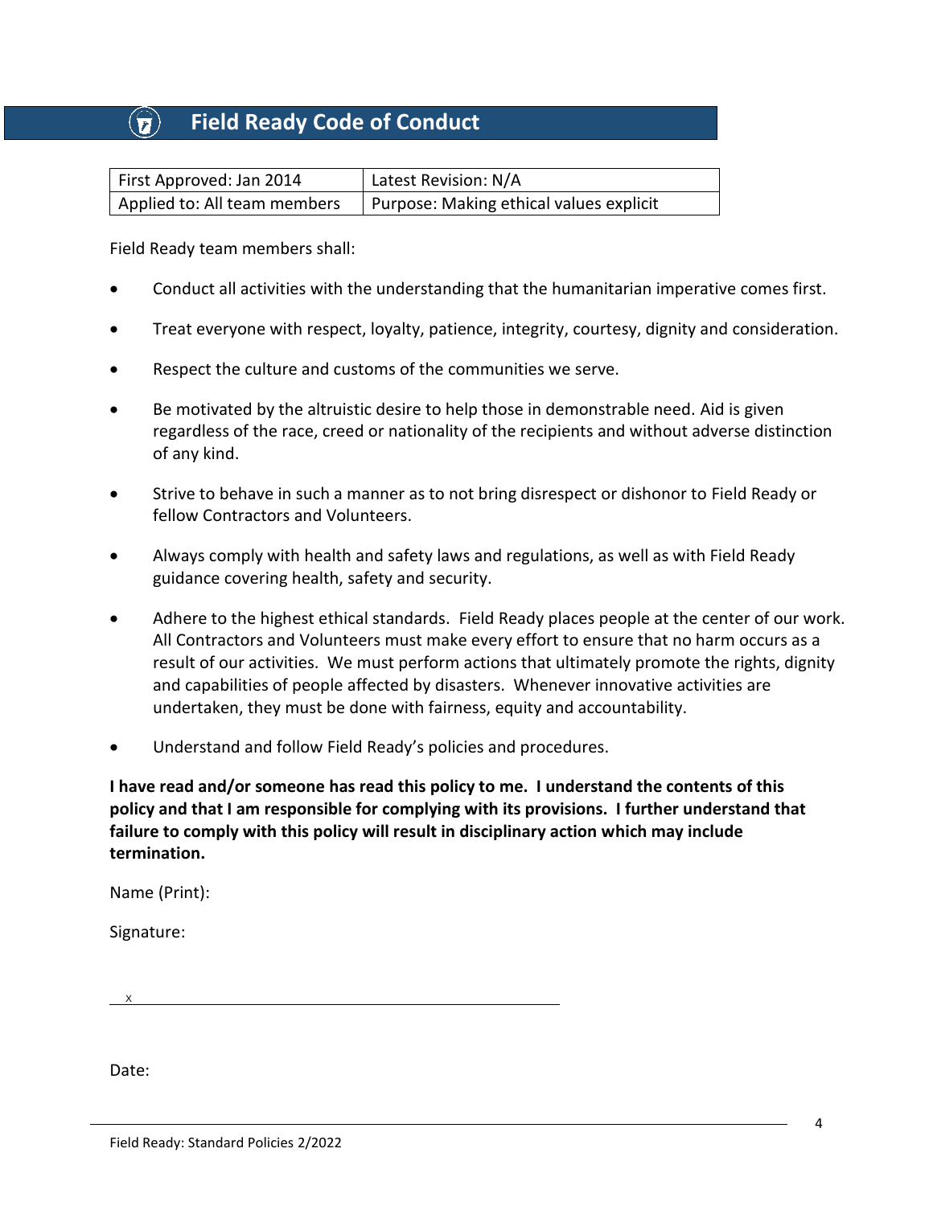# Field Ready Code of Conduct

| First Approved: Jan 2014 | Latest Revision: N/A |
|---|---|
| Applied to: All team members | Purpose: Making ethical values explicit |

Field Ready team members shall:

- Conduct all activities with the understanding that the humanitarian imperative comes first.
- Treat everyone with respect, loyalty, patience, integrity, courtesy, dignity and consideration.
- Respect the culture and customs of the communities we serve.
- Be motivated by the altruistic desire to help those in demonstrable need. Aid is given regardless of the race, creed or nationality of the recipients and without adverse distinction of any kind.
- Strive to behave in such a manner as to not bring disrespect or dishonor to Field Ready or fellow Contractors and Volunteers.
- Always comply with health and safety laws and regulations, as well as with Field Ready guidance covering health, safety and security.
- Adhere to the highest ethical standards. Field Ready places people at the center of our work. All Contractors and Volunteers must make every effort to ensure that no harm occurs as a result of our activities. We must perform actions that ultimately promote the rights, dignity and capabilities of people affected by disasters. Whenever innovative activities are undertaken, they must be done with fairness, equity and accountability.
- Understand and follow Field Ready's policies and procedures.

**I have read and/or someone has read this policy to me. I understand the contents of this policy and that I am responsible for complying with its provisions. I further understand that failure to comply with this policy will result in disciplinary action which may include termination.**

Name (Print):

Signature:

x ______________________________________________

Date: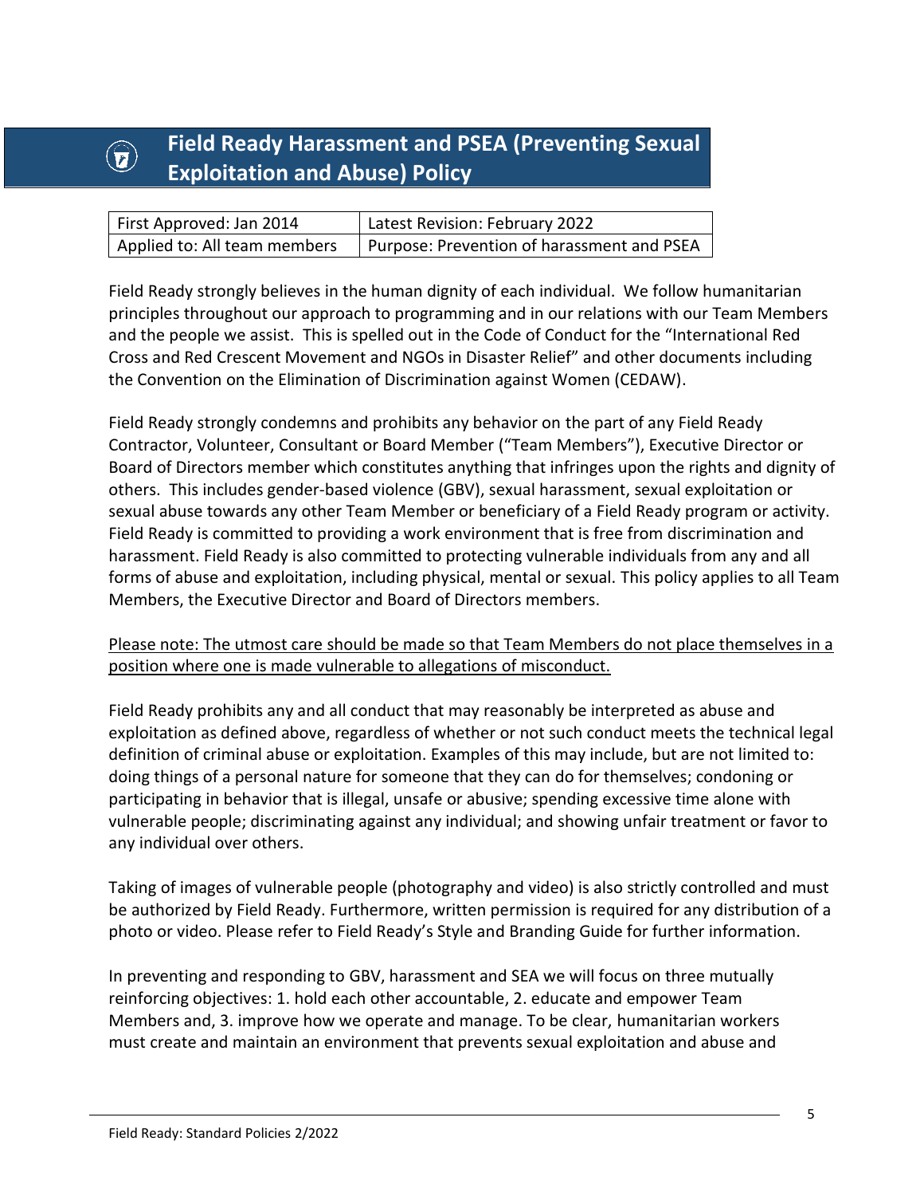# Field Ready Harassment and PSEA (Preventing Sexual Exploitation and Abuse) Policy

| First Approved: Jan 2014 | Latest Revision: February 2022 |
|---|---|
| Applied to: All team members | Purpose: Prevention of harassment and PSEA |

Field Ready strongly believes in the human dignity of each individual. We follow humanitarian principles throughout our approach to programming and in our relations with our Team Members and the people we assist. This is spelled out in the Code of Conduct for the "International Red Cross and Red Crescent Movement and NGOs in Disaster Relief" and other documents including the Convention on the Elimination of Discrimination against Women (CEDAW).

Field Ready strongly condemns and prohibits any behavior on the part of any Field Ready Contractor, Volunteer, Consultant or Board Member ("Team Members"), Executive Director or Board of Directors member which constitutes anything that infringes upon the rights and dignity of others. This includes gender-based violence (GBV), sexual harassment, sexual exploitation or sexual abuse towards any other Team Member or beneficiary of a Field Ready program or activity. Field Ready is committed to providing a work environment that is free from discrimination and harassment. Field Ready is also committed to protecting vulnerable individuals from any and all forms of abuse and exploitation, including physical, mental or sexual. This policy applies to all Team Members, the Executive Director and Board of Directors members.

<u>Please note: The utmost care should be made so that Team Members do not place themselves in a position where one is made vulnerable to allegations of misconduct.</u>

Field Ready prohibits any and all conduct that may reasonably be interpreted as abuse and exploitation as defined above, regardless of whether or not such conduct meets the technical legal definition of criminal abuse or exploitation. Examples of this may include, but are not limited to: doing things of a personal nature for someone that they can do for themselves; condoning or participating in behavior that is illegal, unsafe or abusive; spending excessive time alone with vulnerable people; discriminating against any individual; and showing unfair treatment or favor to any individual over others.

Taking of images of vulnerable people (photography and video) is also strictly controlled and must be authorized by Field Ready. Furthermore, written permission is required for any distribution of a photo or video. Please refer to Field Ready's Style and Branding Guide for further information.

In preventing and responding to GBV, harassment and SEA we will focus on three mutually reinforcing objectives: 1. hold each other accountable, 2. educate and empower Team Members and, 3. improve how we operate and manage. To be clear, humanitarian workers must create and maintain an environment that prevents sexual exploitation and abuse and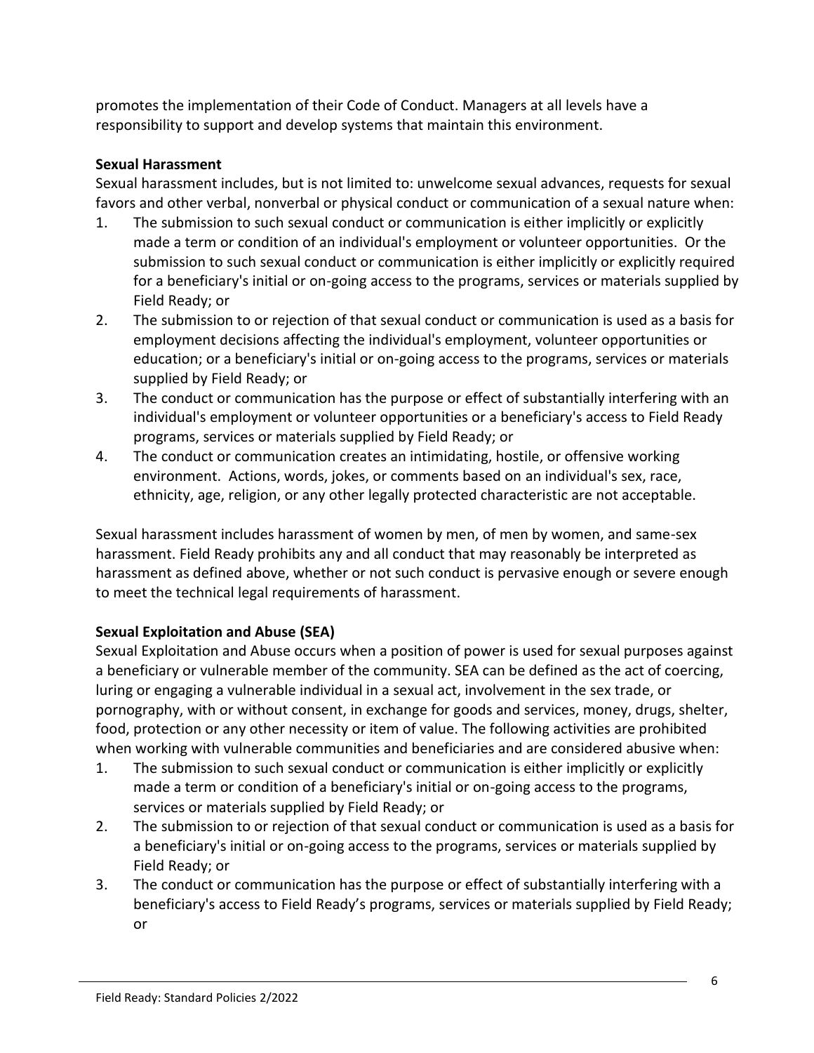promotes the implementation of their Code of Conduct. Managers at all levels have a responsibility to support and develop systems that maintain this environment.

**Sexual Harassment**

Sexual harassment includes, but is not limited to: unwelcome sexual advances, requests for sexual favors and other verbal, nonverbal or physical conduct or communication of a sexual nature when:

1. The submission to such sexual conduct or communication is either implicitly or explicitly made a term or condition of an individual's employment or volunteer opportunities. Or the submission to such sexual conduct or communication is either implicitly or explicitly required for a beneficiary's initial or on-going access to the programs, services or materials supplied by Field Ready; or
2. The submission to or rejection of that sexual conduct or communication is used as a basis for employment decisions affecting the individual's employment, volunteer opportunities or education; or a beneficiary's initial or on-going access to the programs, services or materials supplied by Field Ready; or
3. The conduct or communication has the purpose or effect of substantially interfering with an individual's employment or volunteer opportunities or a beneficiary's access to Field Ready programs, services or materials supplied by Field Ready; or
4. The conduct or communication creates an intimidating, hostile, or offensive working environment. Actions, words, jokes, or comments based on an individual's sex, race, ethnicity, age, religion, or any other legally protected characteristic are not acceptable.

Sexual harassment includes harassment of women by men, of men by women, and same-sex harassment. Field Ready prohibits any and all conduct that may reasonably be interpreted as harassment as defined above, whether or not such conduct is pervasive enough or severe enough to meet the technical legal requirements of harassment.

**Sexual Exploitation and Abuse (SEA)**

Sexual Exploitation and Abuse occurs when a position of power is used for sexual purposes against a beneficiary or vulnerable member of the community. SEA can be defined as the act of coercing, luring or engaging a vulnerable individual in a sexual act, involvement in the sex trade, or pornography, with or without consent, in exchange for goods and services, money, drugs, shelter, food, protection or any other necessity or item of value. The following activities are prohibited when working with vulnerable communities and beneficiaries and are considered abusive when:

1. The submission to such sexual conduct or communication is either implicitly or explicitly made a term or condition of a beneficiary's initial or on-going access to the programs, services or materials supplied by Field Ready; or
2. The submission to or rejection of that sexual conduct or communication is used as a basis for a beneficiary's initial or on-going access to the programs, services or materials supplied by Field Ready; or
3. The conduct or communication has the purpose or effect of substantially interfering with a beneficiary's access to Field Ready's programs, services or materials supplied by Field Ready; or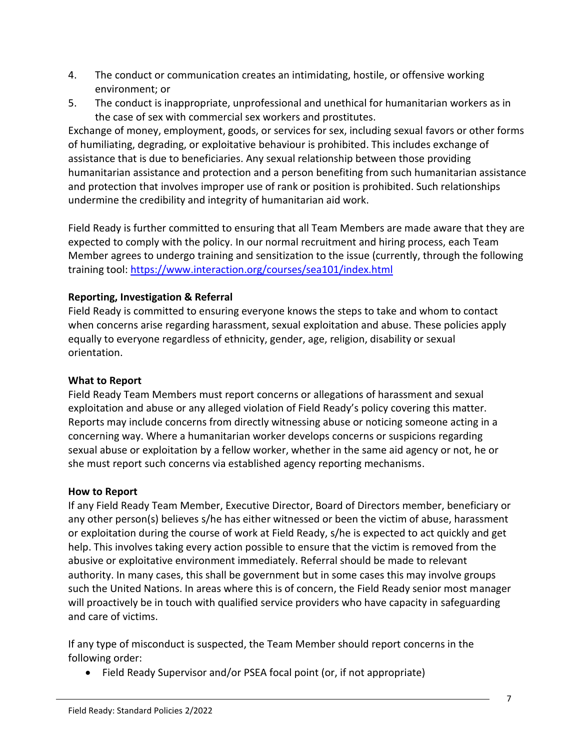4. The conduct or communication creates an intimidating, hostile, or offensive working environment; or
5. The conduct is inappropriate, unprofessional and unethical for humanitarian workers as in the case of sex with commercial sex workers and prostitutes.

Exchange of money, employment, goods, or services for sex, including sexual favors or other forms of humiliating, degrading, or exploitative behaviour is prohibited. This includes exchange of assistance that is due to beneficiaries. Any sexual relationship between those providing humanitarian assistance and protection and a person benefiting from such humanitarian assistance and protection that involves improper use of rank or position is prohibited. Such relationships undermine the credibility and integrity of humanitarian aid work.

Field Ready is further committed to ensuring that all Team Members are made aware that they are expected to comply with the policy. In our normal recruitment and hiring process, each Team Member agrees to undergo training and sensitization to the issue (currently, through the following training tool: https://www.interaction.org/courses/sea101/index.html

**Reporting, Investigation & Referral**

Field Ready is committed to ensuring everyone knows the steps to take and whom to contact when concerns arise regarding harassment, sexual exploitation and abuse. These policies apply equally to everyone regardless of ethnicity, gender, age, religion, disability or sexual orientation.

**What to Report**

Field Ready Team Members must report concerns or allegations of harassment and sexual exploitation and abuse or any alleged violation of Field Ready's policy covering this matter. Reports may include concerns from directly witnessing abuse or noticing someone acting in a concerning way. Where a humanitarian worker develops concerns or suspicions regarding sexual abuse or exploitation by a fellow worker, whether in the same aid agency or not, he or she must report such concerns via established agency reporting mechanisms.

**How to Report**

If any Field Ready Team Member, Executive Director, Board of Directors member, beneficiary or any other person(s) believes s/he has either witnessed or been the victim of abuse, harassment or exploitation during the course of work at Field Ready, s/he is expected to act quickly and get help. This involves taking every action possible to ensure that the victim is removed from the abusive or exploitative environment immediately. Referral should be made to relevant authority. In many cases, this shall be government but in some cases this may involve groups such the United Nations. In areas where this is of concern, the Field Ready senior most manager will proactively be in touch with qualified service providers who have capacity in safeguarding and care of victims.

If any type of misconduct is suspected, the Team Member should report concerns in the following order:

- Field Ready Supervisor and/or PSEA focal point (or, if not appropriate)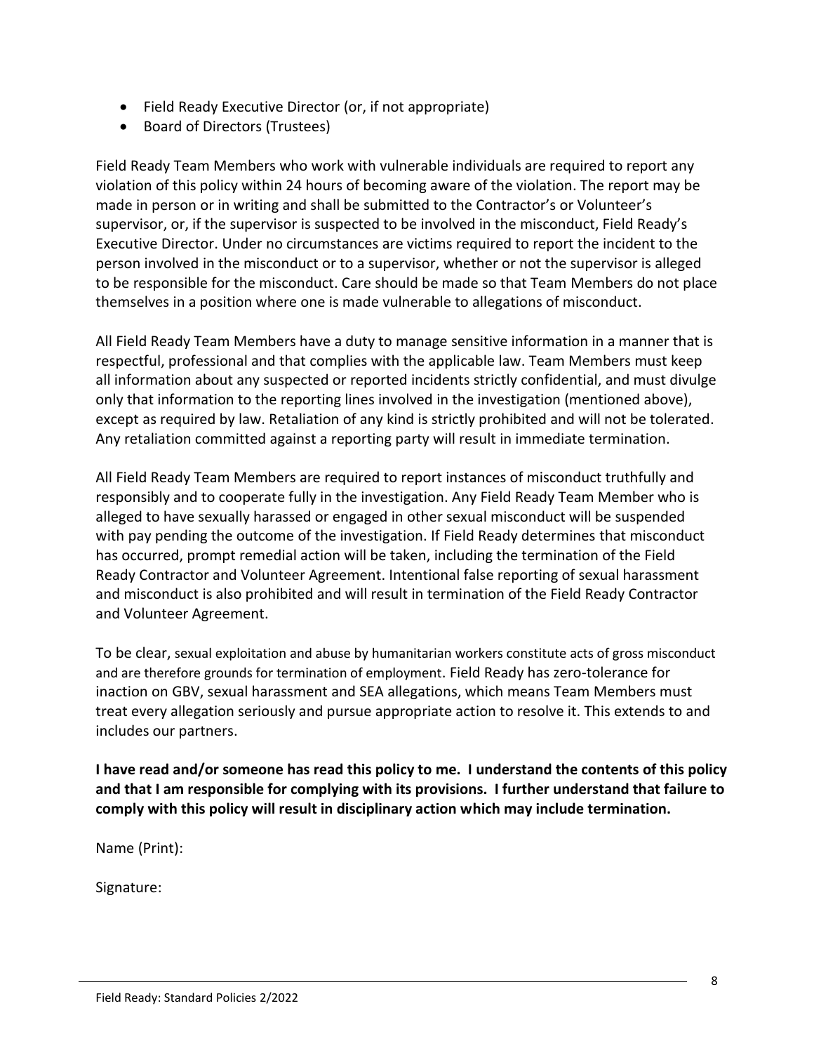- Field Ready Executive Director (or, if not appropriate)
- Board of Directors (Trustees)

Field Ready Team Members who work with vulnerable individuals are required to report any violation of this policy within 24 hours of becoming aware of the violation. The report may be made in person or in writing and shall be submitted to the Contractor's or Volunteer's supervisor, or, if the supervisor is suspected to be involved in the misconduct, Field Ready's Executive Director. Under no circumstances are victims required to report the incident to the person involved in the misconduct or to a supervisor, whether or not the supervisor is alleged to be responsible for the misconduct. Care should be made so that Team Members do not place themselves in a position where one is made vulnerable to allegations of misconduct.

All Field Ready Team Members have a duty to manage sensitive information in a manner that is respectful, professional and that complies with the applicable law. Team Members must keep all information about any suspected or reported incidents strictly confidential, and must divulge only that information to the reporting lines involved in the investigation (mentioned above), except as required by law. Retaliation of any kind is strictly prohibited and will not be tolerated. Any retaliation committed against a reporting party will result in immediate termination.

All Field Ready Team Members are required to report instances of misconduct truthfully and responsibly and to cooperate fully in the investigation. Any Field Ready Team Member who is alleged to have sexually harassed or engaged in other sexual misconduct will be suspended with pay pending the outcome of the investigation. If Field Ready determines that misconduct has occurred, prompt remedial action will be taken, including the termination of the Field Ready Contractor and Volunteer Agreement. Intentional false reporting of sexual harassment and misconduct is also prohibited and will result in termination of the Field Ready Contractor and Volunteer Agreement.

To be clear, sexual exploitation and abuse by humanitarian workers constitute acts of gross misconduct and are therefore grounds for termination of employment. Field Ready has zero-tolerance for inaction on GBV, sexual harassment and SEA allegations, which means Team Members must treat every allegation seriously and pursue appropriate action to resolve it. This extends to and includes our partners.

**I have read and/or someone has read this policy to me. I understand the contents of this policy and that I am responsible for complying with its provisions. I further understand that failure to comply with this policy will result in disciplinary action which may include termination.**

Name (Print):

Signature: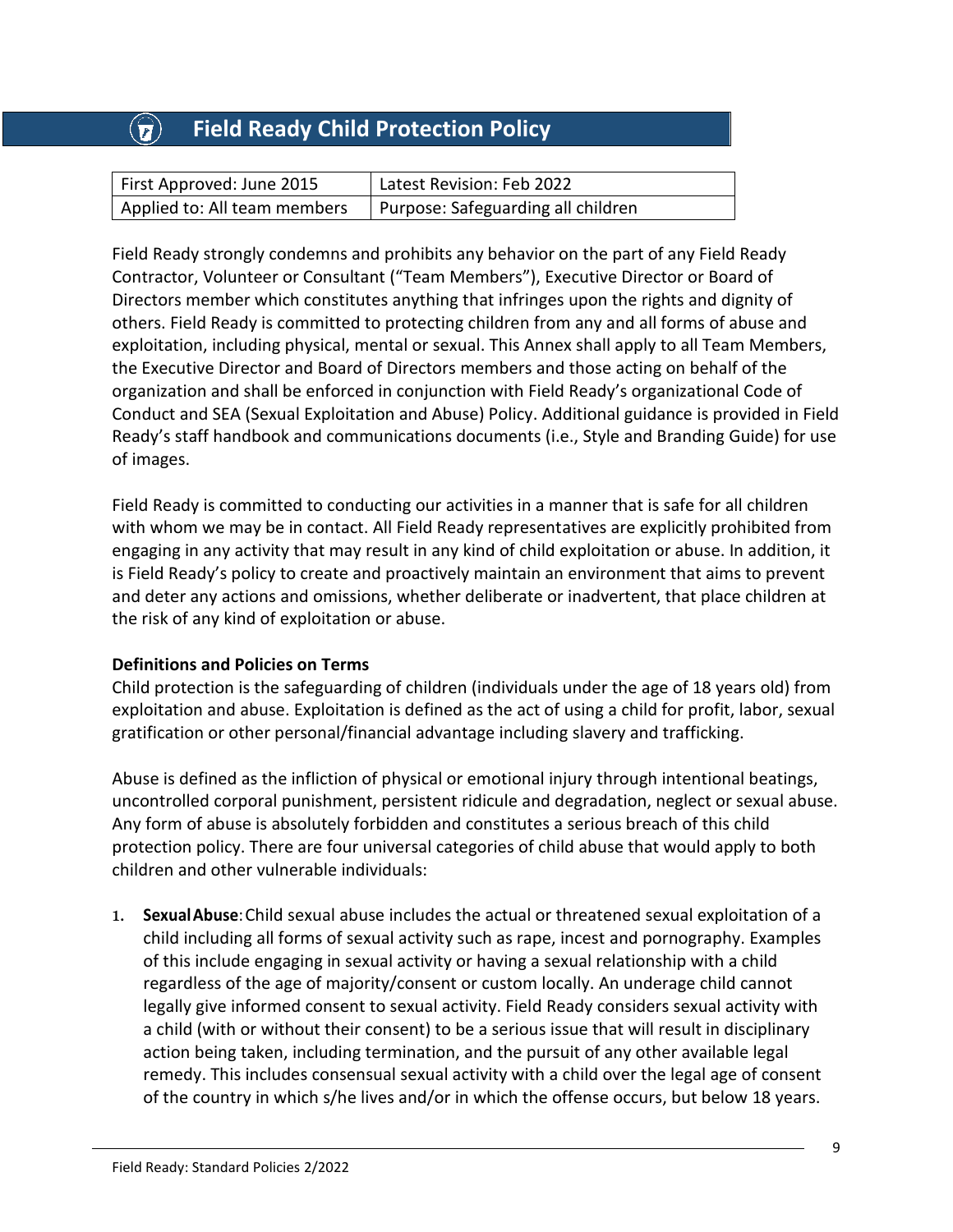# Field Ready Child Protection Policy

| First Approved: June 2015 | Latest Revision: Feb 2022 |
|---|---|
| Applied to: All team members | Purpose: Safeguarding all children |

Field Ready strongly condemns and prohibits any behavior on the part of any Field Ready Contractor, Volunteer or Consultant ("Team Members"), Executive Director or Board of Directors member which constitutes anything that infringes upon the rights and dignity of others. Field Ready is committed to protecting children from any and all forms of abuse and exploitation, including physical, mental or sexual. This Annex shall apply to all Team Members, the Executive Director and Board of Directors members and those acting on behalf of the organization and shall be enforced in conjunction with Field Ready's organizational Code of Conduct and SEA (Sexual Exploitation and Abuse) Policy. Additional guidance is provided in Field Ready's staff handbook and communications documents (i.e., Style and Branding Guide) for use of images.

Field Ready is committed to conducting our activities in a manner that is safe for all children with whom we may be in contact. All Field Ready representatives are explicitly prohibited from engaging in any activity that may result in any kind of child exploitation or abuse. In addition, it is Field Ready's policy to create and proactively maintain an environment that aims to prevent and deter any actions and omissions, whether deliberate or inadvertent, that place children at the risk of any kind of exploitation or abuse.

**Definitions and Policies on Terms**

Child protection is the safeguarding of children (individuals under the age of 18 years old) from exploitation and abuse. Exploitation is defined as the act of using a child for profit, labor, sexual gratification or other personal/financial advantage including slavery and trafficking.

Abuse is defined as the infliction of physical or emotional injury through intentional beatings, uncontrolled corporal punishment, persistent ridicule and degradation, neglect or sexual abuse. Any form of abuse is absolutely forbidden and constitutes a serious breach of this child protection policy. There are four universal categories of child abuse that would apply to both children and other vulnerable individuals:

1. **Sexual Abuse**: Child sexual abuse includes the actual or threatened sexual exploitation of a child including all forms of sexual activity such as rape, incest and pornography. Examples of this include engaging in sexual activity or having a sexual relationship with a child regardless of the age of majority/consent or custom locally. An underage child cannot legally give informed consent to sexual activity. Field Ready considers sexual activity with a child (with or without their consent) to be a serious issue that will result in disciplinary action being taken, including termination, and the pursuit of any other available legal remedy. This includes consensual sexual activity with a child over the legal age of consent of the country in which s/he lives and/or in which the offense occurs, but below 18 years.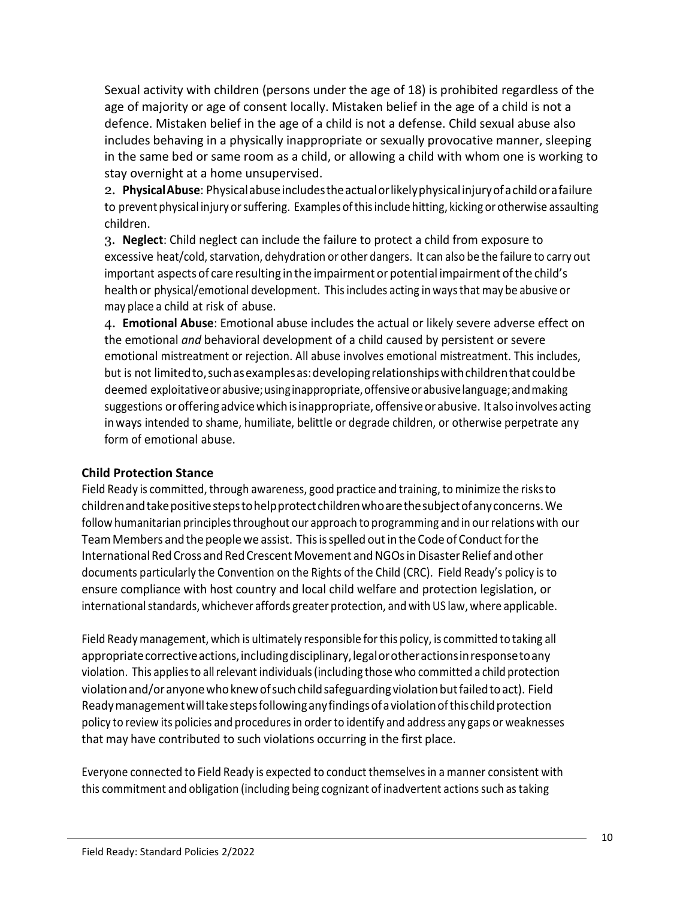Sexual activity with children (persons under the age of 18) is prohibited regardless of the age of majority or age of consent locally. Mistaken belief in the age of a child is not a defence. Mistaken belief in the age of a child is not a defense. Child sexual abuse also includes behaving in a physically inappropriate or sexually provocative manner, sleeping in the same bed or same room as a child, or allowing a child with whom one is working to stay overnight at a home unsupervised.

2. **Physical Abuse**: Physical abuse includes the actual or likely physical injury of a child or a failure to prevent physical injury or suffering. Examples of this include hitting, kicking or otherwise assaulting children.

3. **Neglect**: Child neglect can include the failure to protect a child from exposure to excessive heat/cold, starvation, dehydration or other dangers. It can also be the failure to carry out important aspects of care resulting in the impairment or potential impairment of the child's health or physical/emotional development. This includes acting in ways that may be abusive or may place a child at risk of abuse.

4. **Emotional Abuse**: Emotional abuse includes the actual or likely severe adverse effect on the emotional *and* behavioral development of a child caused by persistent or severe emotional mistreatment or rejection. All abuse involves emotional mistreatment. This includes, but is not limited to, such as examples as: developing relationships with children that could be deemed exploitative or abusive; using inappropriate, offensive or abusive language; and making suggestions or offering advice which is inappropriate, offensive or abusive. It also involves acting in ways intended to shame, humiliate, belittle or degrade children, or otherwise perpetrate any form of emotional abuse.

### Child Protection Stance

Field Ready is committed, through awareness, good practice and training, to minimize the risks to children and take positive steps to help protect children who are the subject of any concerns. We follow humanitarian principles throughout our approach to programming and in our relations with our Team Members and the people we assist. This is spelled out in the Code of Conduct for the International Red Cross and Red Crescent Movement and NGOs in Disaster Relief and other documents particularly the Convention on the Rights of the Child (CRC). Field Ready's policy is to ensure compliance with host country and local child welfare and protection legislation, or international standards, whichever affords greater protection, and with US law, where applicable.

Field Ready management, which is ultimately responsible for this policy, is committed to taking all appropriate corrective actions, including disciplinary, legal or other actions in response to any violation. This applies to all relevant individuals (including those who committed a child protection violation and/or anyone who knew of such child safeguarding violation but failed to act). Field Ready management will take steps following any findings of a violation of this child protection policy to review its policies and procedures in order to identify and address any gaps or weaknesses that may have contributed to such violations occurring in the first place.

Everyone connected to Field Ready is expected to conduct themselves in a manner consistent with this commitment and obligation (including being cognizant of inadvertent actions such as taking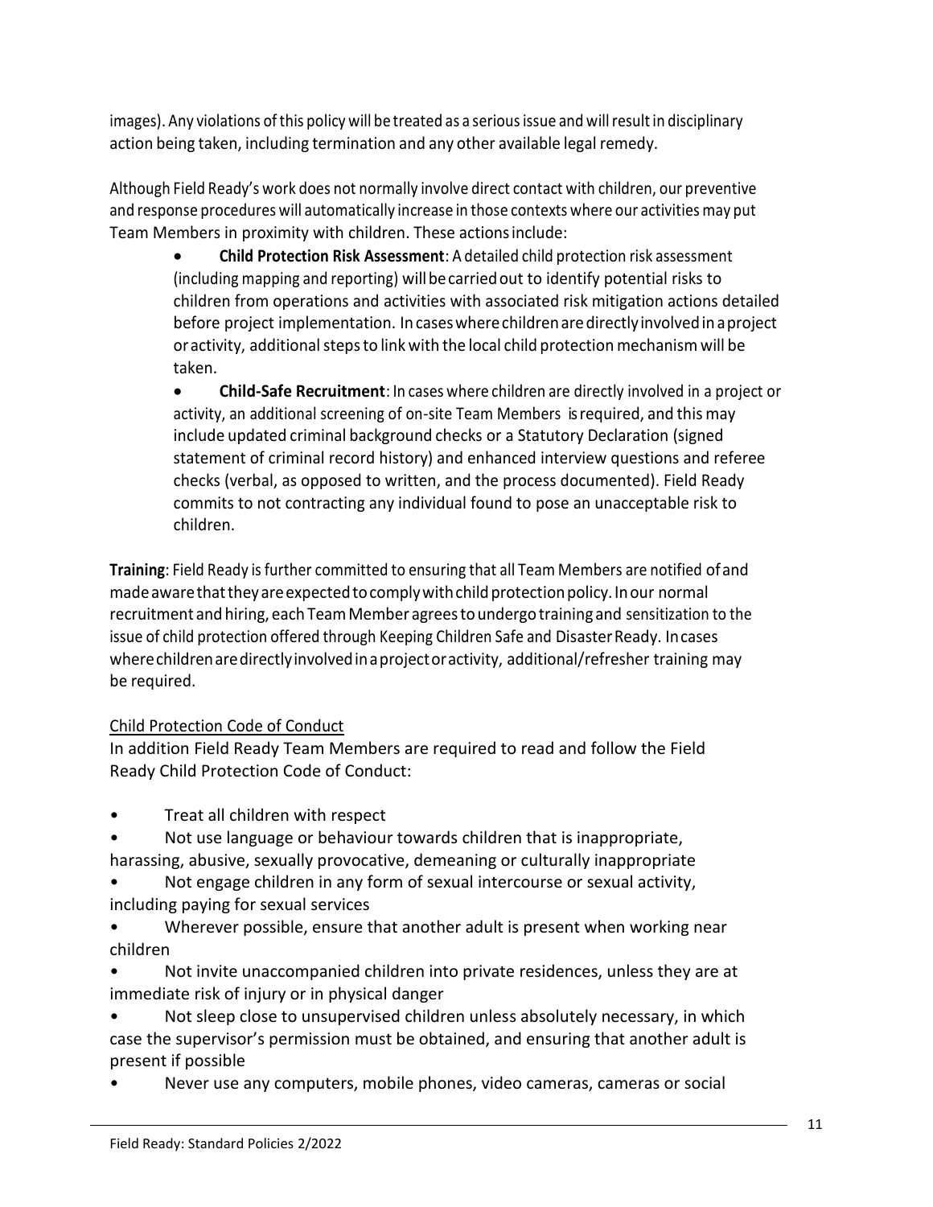images). Any violations of this policy will be treated as a serious issue and will result in disciplinary action being taken, including termination and any other available legal remedy.

Although Field Ready's work does not normally involve direct contact with children, our preventive and response procedures will automatically increase in those contexts where our activities may put Team Members in proximity with children. These actions include:

- **Child Protection Risk Assessment**: A detailed child protection risk assessment (including mapping and reporting) will be carried out to identify potential risks to children from operations and activities with associated risk mitigation actions detailed before project implementation. In cases where children are directly involved in a project or activity, additional steps to link with the local child protection mechanism will be taken.
- **Child-Safe Recruitment**: In cases where children are directly involved in a project or activity, an additional screening of on-site Team Members is required, and this may include updated criminal background checks or a Statutory Declaration (signed statement of criminal record history) and enhanced interview questions and referee checks (verbal, as opposed to written, and the process documented). Field Ready commits to not contracting any individual found to pose an unacceptable risk to children.

**Training**: Field Ready is further committed to ensuring that all Team Members are notified of and made aware that they are expected to comply with child protection policy. In our normal recruitment and hiring, each Team Member agrees to undergo training and sensitization to the issue of child protection offered through Keeping Children Safe and Disaster Ready. In cases where children are directly involved in a project or activity, additional/refresher training may be required.

Child Protection Code of Conduct

In addition Field Ready Team Members are required to read and follow the Field Ready Child Protection Code of Conduct:

- Treat all children with respect
- Not use language or behaviour towards children that is inappropriate, harassing, abusive, sexually provocative, demeaning or culturally inappropriate
- Not engage children in any form of sexual intercourse or sexual activity, including paying for sexual services
- Wherever possible, ensure that another adult is present when working near children
- Not invite unaccompanied children into private residences, unless they are at immediate risk of injury or in physical danger
- Not sleep close to unsupervised children unless absolutely necessary, in which case the supervisor's permission must be obtained, and ensuring that another adult is present if possible
- Never use any computers, mobile phones, video cameras, cameras or social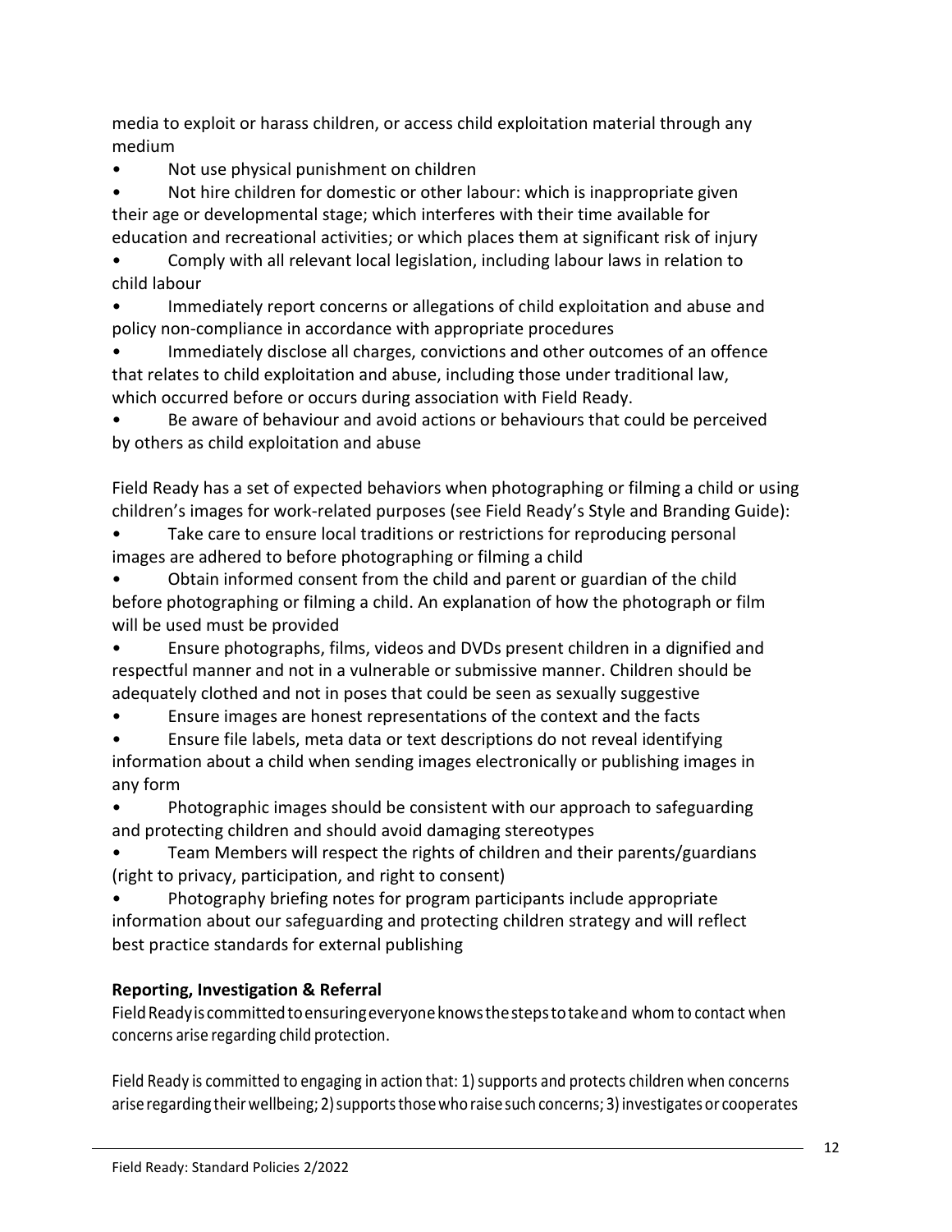media to exploit or harass children, or access child exploitation material through any medium

- Not use physical punishment on children
- Not hire children for domestic or other labour: which is inappropriate given their age or developmental stage; which interferes with their time available for education and recreational activities; or which places them at significant risk of injury
- Comply with all relevant local legislation, including labour laws in relation to child labour
- Immediately report concerns or allegations of child exploitation and abuse and policy non-compliance in accordance with appropriate procedures
- Immediately disclose all charges, convictions and other outcomes of an offence that relates to child exploitation and abuse, including those under traditional law, which occurred before or occurs during association with Field Ready.
- Be aware of behaviour and avoid actions or behaviours that could be perceived by others as child exploitation and abuse

Field Ready has a set of expected behaviors when photographing or filming a child or using children's images for work-related purposes (see Field Ready's Style and Branding Guide):

- Take care to ensure local traditions or restrictions for reproducing personal images are adhered to before photographing or filming a child
- Obtain informed consent from the child and parent or guardian of the child before photographing or filming a child. An explanation of how the photograph or film will be used must be provided
- Ensure photographs, films, videos and DVDs present children in a dignified and respectful manner and not in a vulnerable or submissive manner. Children should be adequately clothed and not in poses that could be seen as sexually suggestive
- Ensure images are honest representations of the context and the facts
- Ensure file labels, meta data or text descriptions do not reveal identifying information about a child when sending images electronically or publishing images in any form
- Photographic images should be consistent with our approach to safeguarding and protecting children and should avoid damaging stereotypes
- Team Members will respect the rights of children and their parents/guardians (right to privacy, participation, and right to consent)
- Photography briefing notes for program participants include appropriate information about our safeguarding and protecting children strategy and will reflect best practice standards for external publishing

**Reporting, Investigation & Referral**

Field Ready is committed to ensuring everyone knows the steps to take and whom to contact when concerns arise regarding child protection.

Field Ready is committed to engaging in action that: 1) supports and protects children when concerns arise regarding their wellbeing; 2) supports those who raise such concerns; 3) investigates or cooperates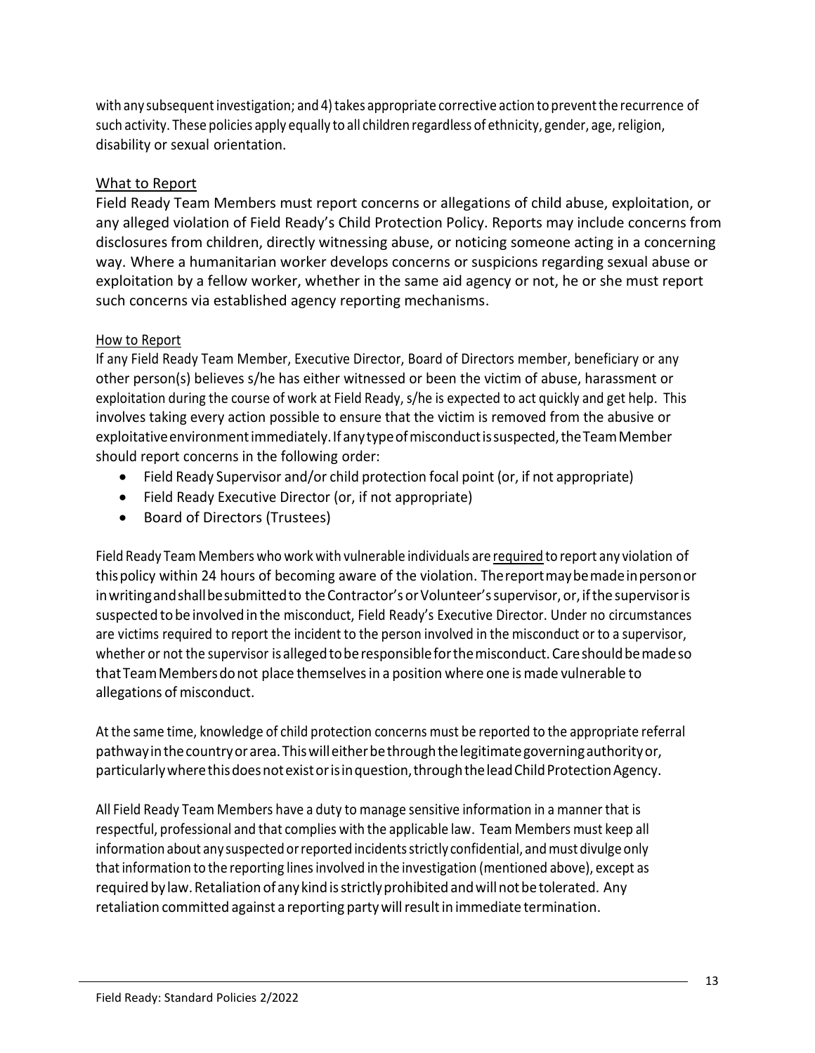with any subsequent investigation; and 4) takes appropriate corrective action to prevent the recurrence of such activity. These policies apply equally to all children regardless of ethnicity, gender, age, religion, disability or sexual orientation.

## What to Report

Field Ready Team Members must report concerns or allegations of child abuse, exploitation, or any alleged violation of Field Ready's Child Protection Policy. Reports may include concerns from disclosures from children, directly witnessing abuse, or noticing someone acting in a concerning way. Where a humanitarian worker develops concerns or suspicions regarding sexual abuse or exploitation by a fellow worker, whether in the same aid agency or not, he or she must report such concerns via established agency reporting mechanisms.

### How to Report

If any Field Ready Team Member, Executive Director, Board of Directors member, beneficiary or any other person(s) believes s/he has either witnessed or been the victim of abuse, harassment or exploitation during the course of work at Field Ready, s/he is expected to act quickly and get help. This involves taking every action possible to ensure that the victim is removed from the abusive or exploitative environment immediately. If any type of misconduct is suspected, the Team Member should report concerns in the following order:

- Field Ready Supervisor and/or child protection focal point (or, if not appropriate)
- Field Ready Executive Director (or, if not appropriate)
- Board of Directors (Trustees)

Field Ready Team Members who work with vulnerable individuals are required to report any violation of this policy within 24 hours of becoming aware of the violation. The report may be made in person or in writing and shall be submitted to the Contractor's or Volunteer's supervisor, or, if the supervisor is suspected to be involved in the misconduct, Field Ready's Executive Director. Under no circumstances are victims required to report the incident to the person involved in the misconduct or to a supervisor, whether or not the supervisor is alleged to be responsible for the misconduct. Care should be made so that Team Members do not place themselves in a position where one is made vulnerable to allegations of misconduct.

At the same time, knowledge of child protection concerns must be reported to the appropriate referral pathway in the country or area. This will either be through the legitimate governing authority or, particularly where this does not exist or is in question, through the lead Child Protection Agency.

All Field Ready Team Members have a duty to manage sensitive information in a manner that is respectful, professional and that complies with the applicable law. Team Members must keep all information about any suspected or reported incidents strictly confidential, and must divulge only that information to the reporting lines involved in the investigation (mentioned above), except as required by law. Retaliation of any kind is strictly prohibited and will not be tolerated. Any retaliation committed against a reporting party will result in immediate termination.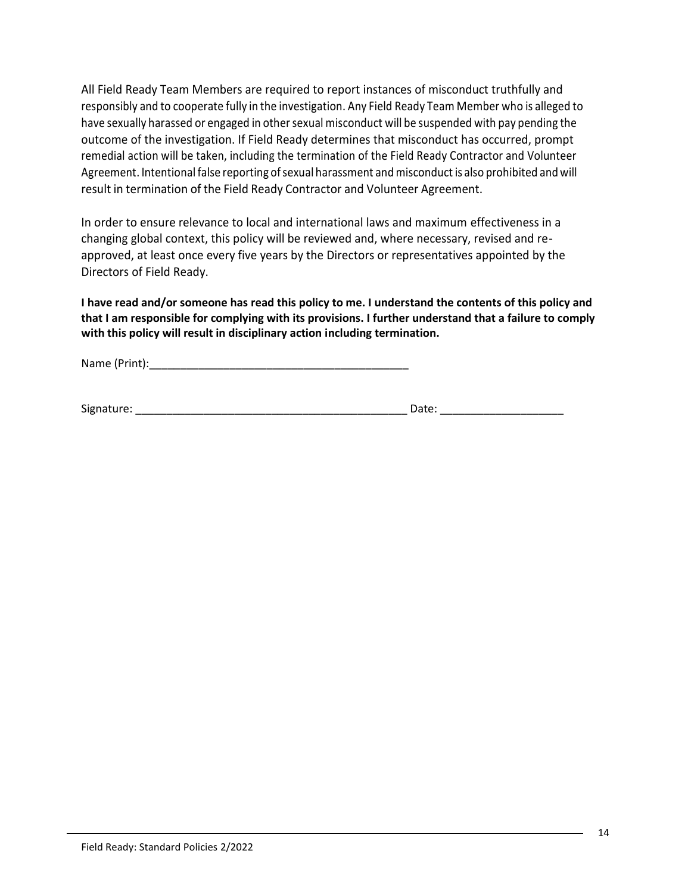All Field Ready Team Members are required to report instances of misconduct truthfully and responsibly and to cooperate fully in the investigation. Any Field Ready Team Member who is alleged to have sexually harassed or engaged in other sexual misconduct will be suspended with pay pending the outcome of the investigation. If Field Ready determines that misconduct has occurred, prompt remedial action will be taken, including the termination of the Field Ready Contractor and Volunteer Agreement. Intentional false reporting of sexual harassment and misconduct is also prohibited and will result in termination of the Field Ready Contractor and Volunteer Agreement.

In order to ensure relevance to local and international laws and maximum effectiveness in a changing global context, this policy will be reviewed and, where necessary, revised and re-approved, at least once every five years by the Directors or representatives appointed by the Directors of Field Ready.

**I have read and/or someone has read this policy to me. I understand the contents of this policy and that I am responsible for complying with its provisions. I further understand that a failure to comply with this policy will result in disciplinary action including termination.**

Name (Print):__________________________________________

Signature: _____________________________________________ Date: ____________________

Field Ready: Standard Policies 2/2022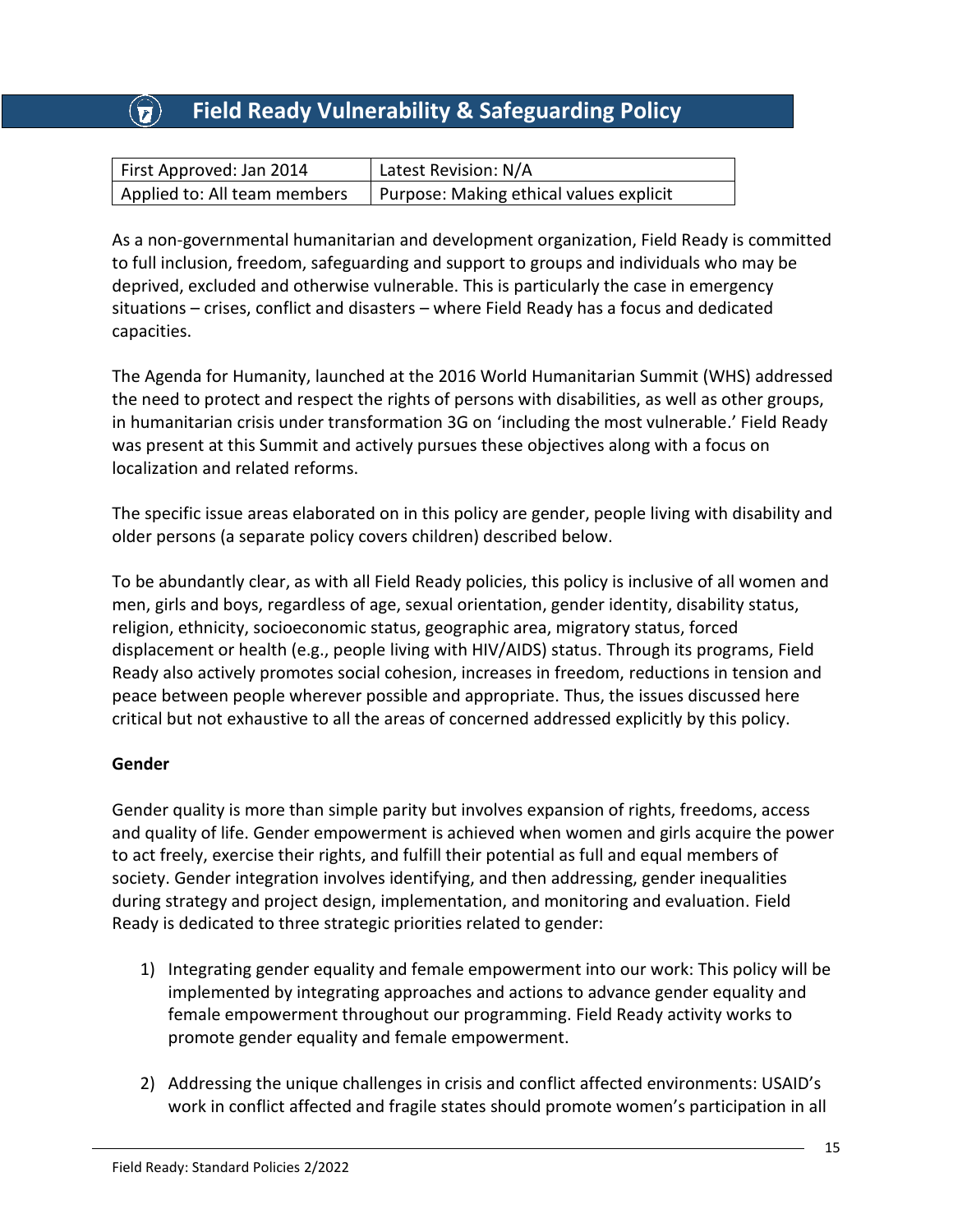# Field Ready Vulnerability & Safeguarding Policy

| First Approved: Jan 2014 | Latest Revision: N/A |
| --- | --- |
| Applied to: All team members | Purpose: Making ethical values explicit |

As a non-governmental humanitarian and development organization, Field Ready is committed to full inclusion, freedom, safeguarding and support to groups and individuals who may be deprived, excluded and otherwise vulnerable. This is particularly the case in emergency situations – crises, conflict and disasters – where Field Ready has a focus and dedicated capacities.

The Agenda for Humanity, launched at the 2016 World Humanitarian Summit (WHS) addressed the need to protect and respect the rights of persons with disabilities, as well as other groups, in humanitarian crisis under transformation 3G on 'including the most vulnerable.' Field Ready was present at this Summit and actively pursues these objectives along with a focus on localization and related reforms.

The specific issue areas elaborated on in this policy are gender, people living with disability and older persons (a separate policy covers children) described below.

To be abundantly clear, as with all Field Ready policies, this policy is inclusive of all women and men, girls and boys, regardless of age, sexual orientation, gender identity, disability status, religion, ethnicity, socioeconomic status, geographic area, migratory status, forced displacement or health (e.g., people living with HIV/AIDS) status. Through its programs, Field Ready also actively promotes social cohesion, increases in freedom, reductions in tension and peace between people wherever possible and appropriate. Thus, the issues discussed here critical but not exhaustive to all the areas of concerned addressed explicitly by this policy.

**Gender**

Gender quality is more than simple parity but involves expansion of rights, freedoms, access and quality of life. Gender empowerment is achieved when women and girls acquire the power to act freely, exercise their rights, and fulfill their potential as full and equal members of society. Gender integration involves identifying, and then addressing, gender inequalities during strategy and project design, implementation, and monitoring and evaluation. Field Ready is dedicated to three strategic priorities related to gender:

1) Integrating gender equality and female empowerment into our work: This policy will be implemented by integrating approaches and actions to advance gender equality and female empowerment throughout our programming. Field Ready activity works to promote gender equality and female empowerment.

2) Addressing the unique challenges in crisis and conflict affected environments: USAID's work in conflict affected and fragile states should promote women's participation in all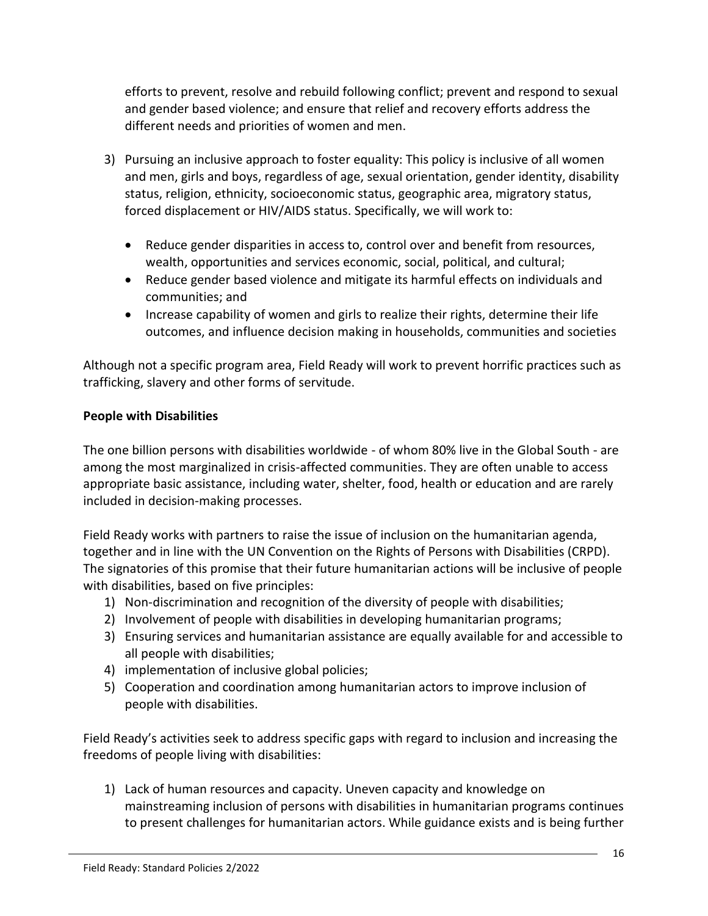efforts to prevent, resolve and rebuild following conflict; prevent and respond to sexual and gender based violence; and ensure that relief and recovery efforts address the different needs and priorities of women and men.

3) Pursuing an inclusive approach to foster equality: This policy is inclusive of all women and men, girls and boys, regardless of age, sexual orientation, gender identity, disability status, religion, ethnicity, socioeconomic status, geographic area, migratory status, forced displacement or HIV/AIDS status. Specifically, we will work to:

    - Reduce gender disparities in access to, control over and benefit from resources, wealth, opportunities and services economic, social, political, and cultural;
    - Reduce gender based violence and mitigate its harmful effects on individuals and communities; and
    - Increase capability of women and girls to realize their rights, determine their life outcomes, and influence decision making in households, communities and societies

Although not a specific program area, Field Ready will work to prevent horrific practices such as trafficking, slavery and other forms of servitude.

**People with Disabilities**

The one billion persons with disabilities worldwide - of whom 80% live in the Global South - are among the most marginalized in crisis-affected communities. They are often unable to access appropriate basic assistance, including water, shelter, food, health or education and are rarely included in decision-making processes.

Field Ready works with partners to raise the issue of inclusion on the humanitarian agenda, together and in line with the UN Convention on the Rights of Persons with Disabilities (CRPD). The signatories of this promise that their future humanitarian actions will be inclusive of people with disabilities, based on five principles:

1) Non-discrimination and recognition of the diversity of people with disabilities;
2) Involvement of people with disabilities in developing humanitarian programs;
3) Ensuring services and humanitarian assistance are equally available for and accessible to all people with disabilities;
4) implementation of inclusive global policies;
5) Cooperation and coordination among humanitarian actors to improve inclusion of people with disabilities.

Field Ready's activities seek to address specific gaps with regard to inclusion and increasing the freedoms of people living with disabilities:

1) Lack of human resources and capacity. Uneven capacity and knowledge on mainstreaming inclusion of persons with disabilities in humanitarian programs continues to present challenges for humanitarian actors. While guidance exists and is being further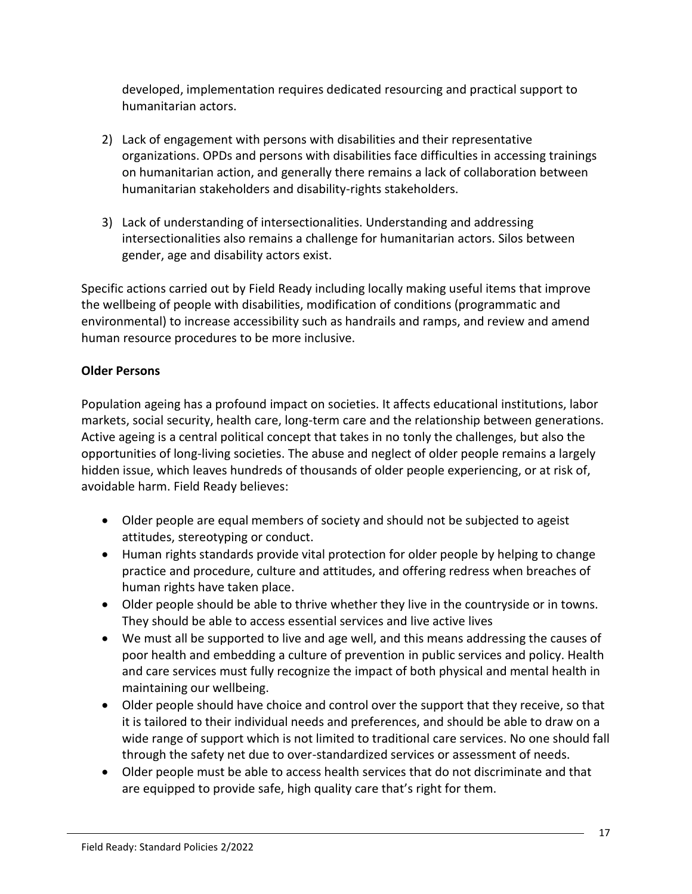developed, implementation requires dedicated resourcing and practical support to humanitarian actors.

2) Lack of engagement with persons with disabilities and their representative organizations. OPDs and persons with disabilities face difficulties in accessing trainings on humanitarian action, and generally there remains a lack of collaboration between humanitarian stakeholders and disability-rights stakeholders.

3) Lack of understanding of intersectionalities. Understanding and addressing intersectionalities also remains a challenge for humanitarian actors. Silos between gender, age and disability actors exist.

Specific actions carried out by Field Ready including locally making useful items that improve the wellbeing of people with disabilities, modification of conditions (programmatic and environmental) to increase accessibility such as handrails and ramps, and review and amend human resource procedures to be more inclusive.

**Older Persons**

Population ageing has a profound impact on societies. It affects educational institutions, labor markets, social security, health care, long-term care and the relationship between generations. Active ageing is a central political concept that takes in no tonly the challenges, but also the opportunities of long-living societies. The abuse and neglect of older people remains a largely hidden issue, which leaves hundreds of thousands of older people experiencing, or at risk of, avoidable harm. Field Ready believes:

- Older people are equal members of society and should not be subjected to ageist attitudes, stereotyping or conduct.
- Human rights standards provide vital protection for older people by helping to change practice and procedure, culture and attitudes, and offering redress when breaches of human rights have taken place.
- Older people should be able to thrive whether they live in the countryside or in towns. They should be able to access essential services and live active lives
- We must all be supported to live and age well, and this means addressing the causes of poor health and embedding a culture of prevention in public services and policy. Health and care services must fully recognize the impact of both physical and mental health in maintaining our wellbeing.
- Older people should have choice and control over the support that they receive, so that it is tailored to their individual needs and preferences, and should be able to draw on a wide range of support which is not limited to traditional care services. No one should fall through the safety net due to over-standardized services or assessment of needs.
- Older people must be able to access health services that do not discriminate and that are equipped to provide safe, high quality care that's right for them.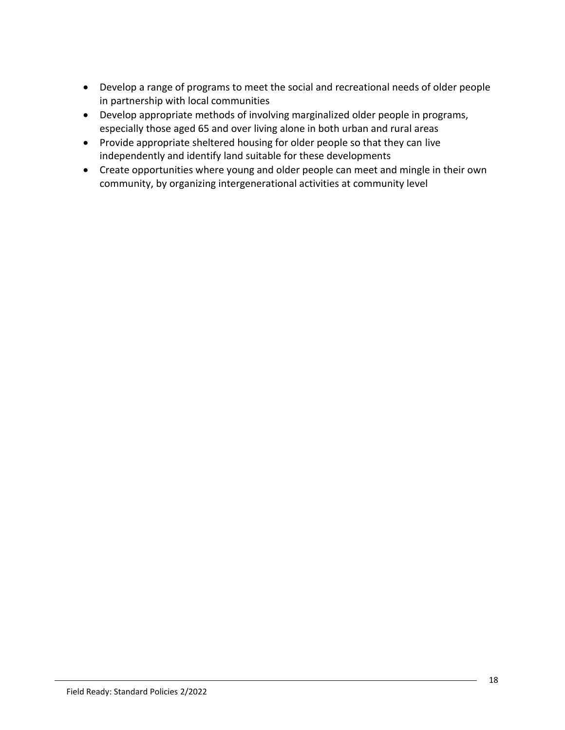- Develop a range of programs to meet the social and recreational needs of older people in partnership with local communities
- Develop appropriate methods of involving marginalized older people in programs, especially those aged 65 and over living alone in both urban and rural areas
- Provide appropriate sheltered housing for older people so that they can live independently and identify land suitable for these developments
- Create opportunities where young and older people can meet and mingle in their own community, by organizing intergenerational activities at community level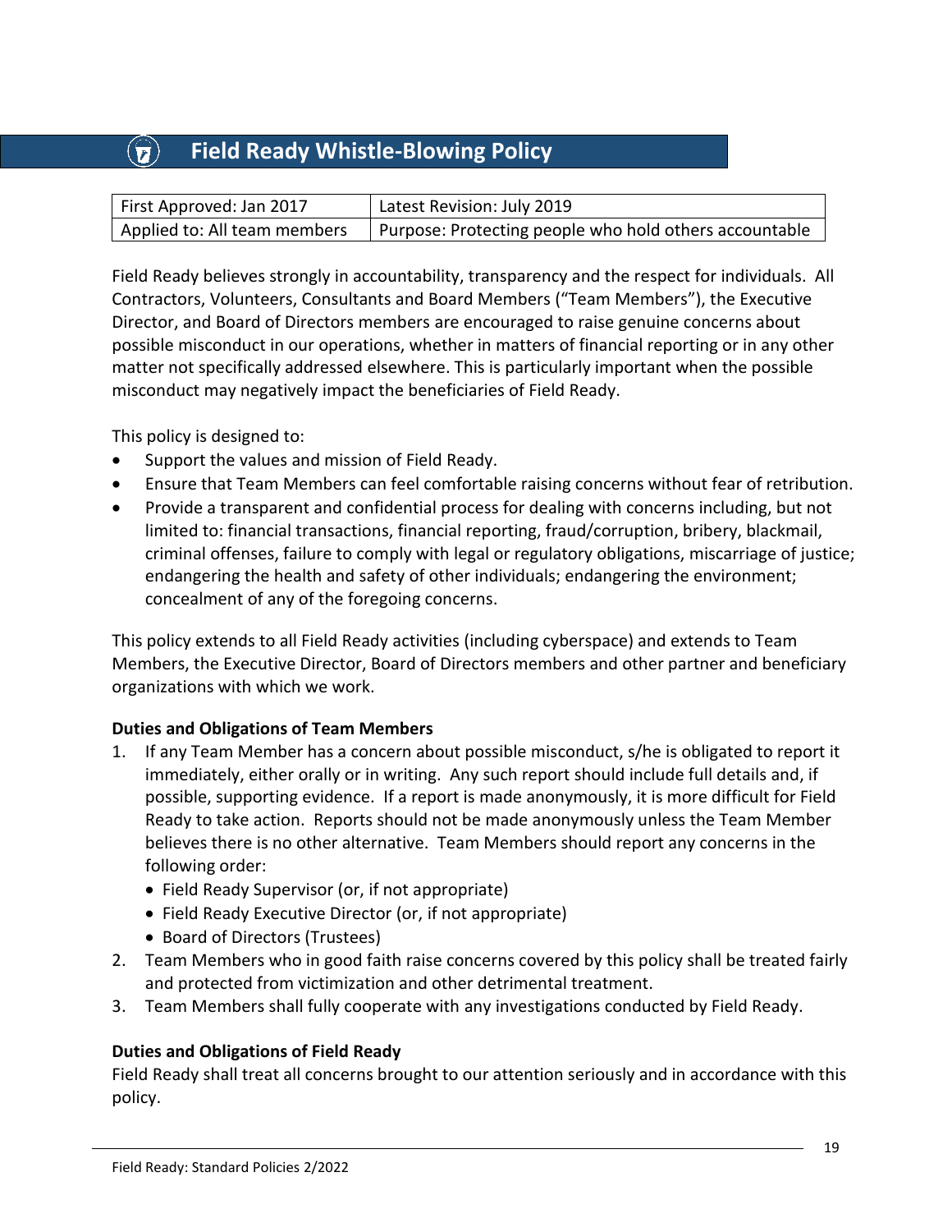# Field Ready Whistle-Blowing Policy

| First Approved: Jan 2017 | Latest Revision: July 2019 |
|---|---|
| Applied to: All team members | Purpose: Protecting people who hold others accountable |

Field Ready believes strongly in accountability, transparency and the respect for individuals. All Contractors, Volunteers, Consultants and Board Members ("Team Members"), the Executive Director, and Board of Directors members are encouraged to raise genuine concerns about possible misconduct in our operations, whether in matters of financial reporting or in any other matter not specifically addressed elsewhere. This is particularly important when the possible misconduct may negatively impact the beneficiaries of Field Ready.

This policy is designed to:

- Support the values and mission of Field Ready.
- Ensure that Team Members can feel comfortable raising concerns without fear of retribution.
- Provide a transparent and confidential process for dealing with concerns including, but not limited to: financial transactions, financial reporting, fraud/corruption, bribery, blackmail, criminal offenses, failure to comply with legal or regulatory obligations, miscarriage of justice; endangering the health and safety of other individuals; endangering the environment; concealment of any of the foregoing concerns.

This policy extends to all Field Ready activities (including cyberspace) and extends to Team Members, the Executive Director, Board of Directors members and other partner and beneficiary organizations with which we work.

**Duties and Obligations of Team Members**

1. If any Team Member has a concern about possible misconduct, s/he is obligated to report it immediately, either orally or in writing. Any such report should include full details and, if possible, supporting evidence. If a report is made anonymously, it is more difficult for Field Ready to take action. Reports should not be made anonymously unless the Team Member believes there is no other alternative. Team Members should report any concerns in the following order:
   - Field Ready Supervisor (or, if not appropriate)
   - Field Ready Executive Director (or, if not appropriate)
   - Board of Directors (Trustees)
2. Team Members who in good faith raise concerns covered by this policy shall be treated fairly and protected from victimization and other detrimental treatment.
3. Team Members shall fully cooperate with any investigations conducted by Field Ready.

**Duties and Obligations of Field Ready**

Field Ready shall treat all concerns brought to our attention seriously and in accordance with this policy.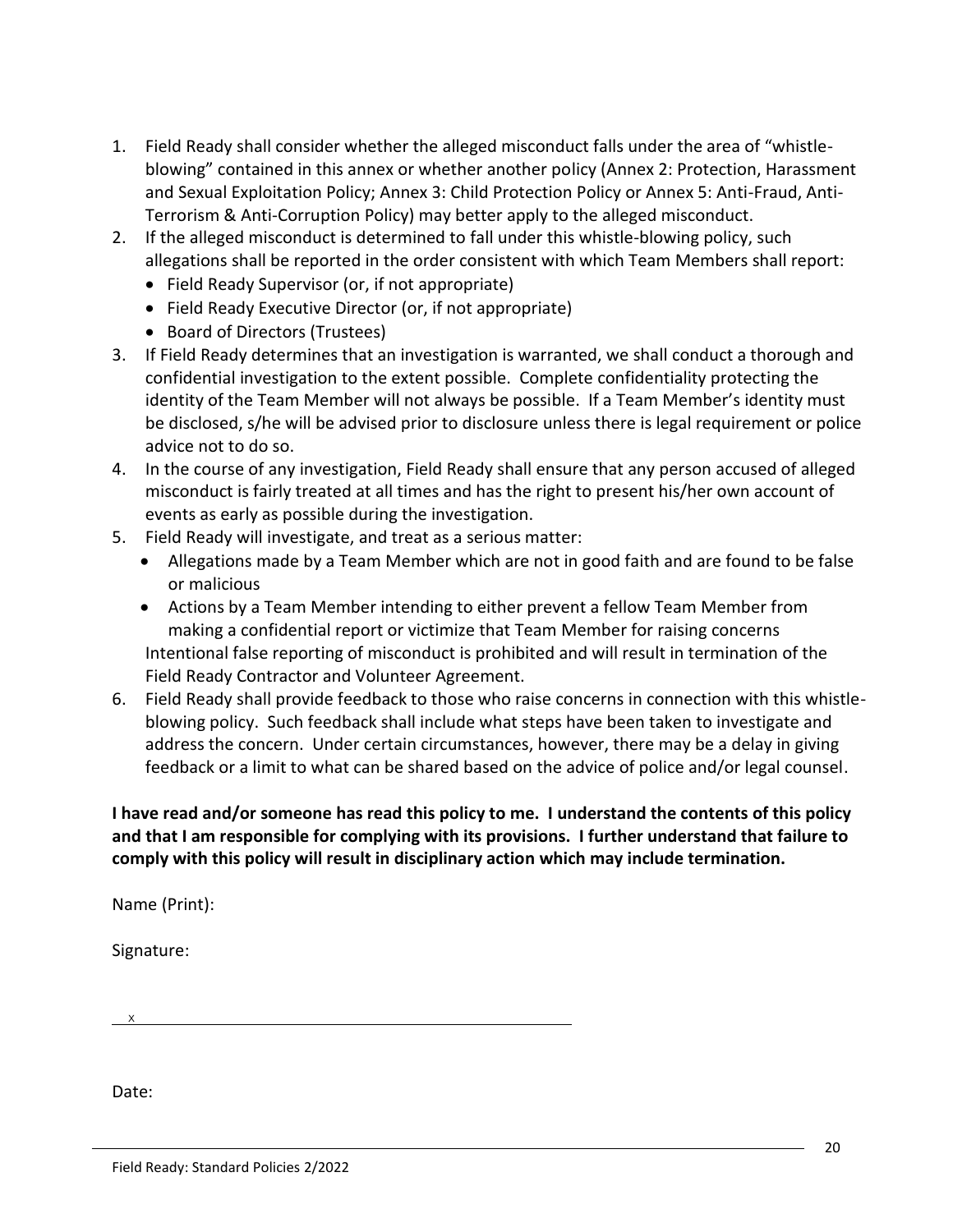1. Field Ready shall consider whether the alleged misconduct falls under the area of "whistle-blowing" contained in this annex or whether another policy (Annex 2: Protection, Harassment and Sexual Exploitation Policy; Annex 3: Child Protection Policy or Annex 5: Anti-Fraud, Anti-Terrorism & Anti-Corruption Policy) may better apply to the alleged misconduct.
2. If the alleged misconduct is determined to fall under this whistle-blowing policy, such allegations shall be reported in the order consistent with which Team Members shall report:
   - Field Ready Supervisor (or, if not appropriate)
   - Field Ready Executive Director (or, if not appropriate)
   - Board of Directors (Trustees)
3. If Field Ready determines that an investigation is warranted, we shall conduct a thorough and confidential investigation to the extent possible. Complete confidentiality protecting the identity of the Team Member will not always be possible. If a Team Member's identity must be disclosed, s/he will be advised prior to disclosure unless there is legal requirement or police advice not to do so.
4. In the course of any investigation, Field Ready shall ensure that any person accused of alleged misconduct is fairly treated at all times and has the right to present his/her own account of events as early as possible during the investigation.
5. Field Ready will investigate, and treat as a serious matter:
   - Allegations made by a Team Member which are not in good faith and are found to be false or malicious
   - Actions by a Team Member intending to either prevent a fellow Team Member from making a confidential report or victimize that Team Member for raising concerns

   Intentional false reporting of misconduct is prohibited and will result in termination of the Field Ready Contractor and Volunteer Agreement.
6. Field Ready shall provide feedback to those who raise concerns in connection with this whistle-blowing policy. Such feedback shall include what steps have been taken to investigate and address the concern. Under certain circumstances, however, there may be a delay in giving feedback or a limit to what can be shared based on the advice of police and/or legal counsel.

**I have read and/or someone has read this policy to me. I understand the contents of this policy and that I am responsible for complying with its provisions. I further understand that failure to comply with this policy will result in disciplinary action which may include termination.**

Name (Print):

Signature:

X ____________________________________________

Date:

Field Ready: Standard Policies 2/2022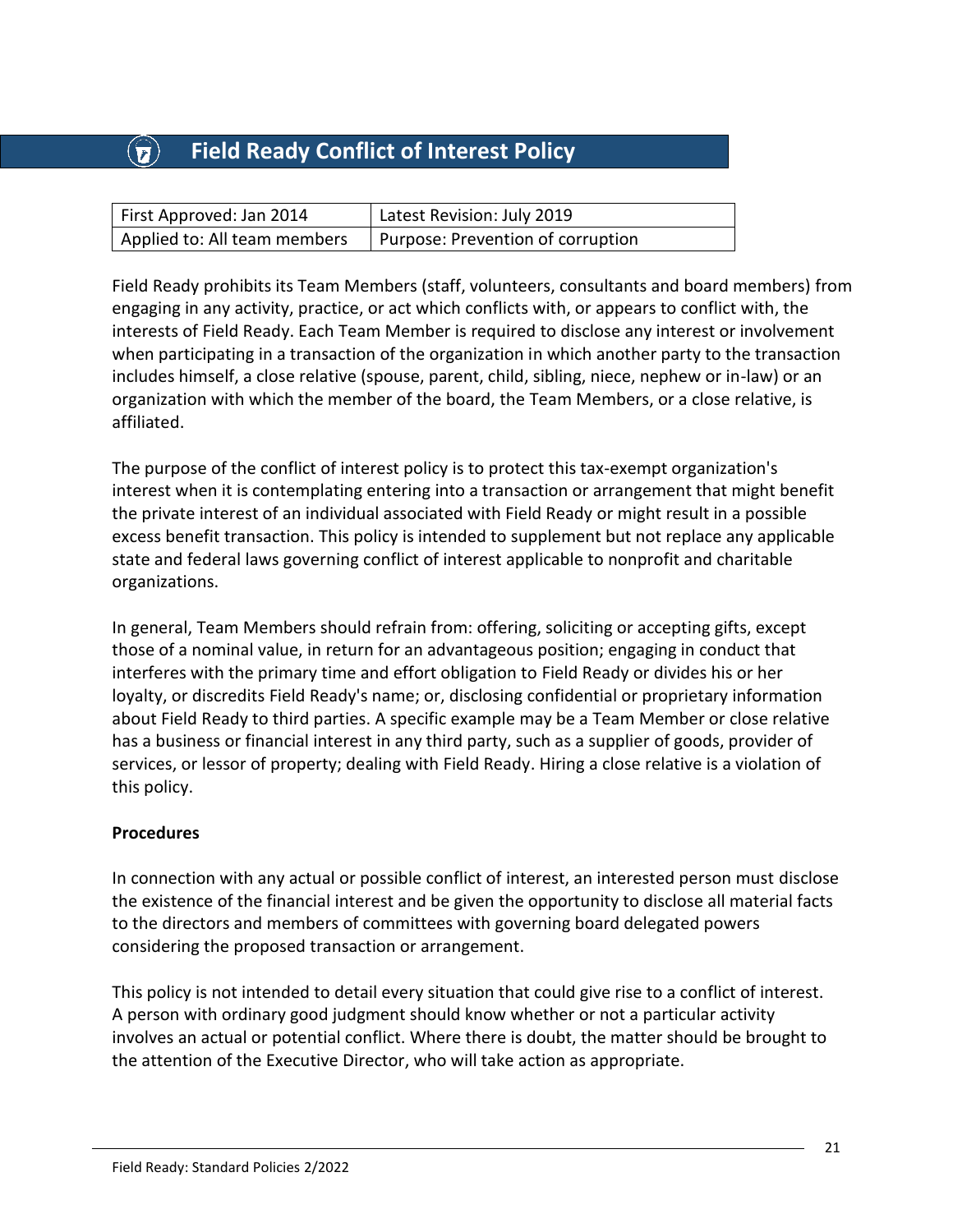# Field Ready Conflict of Interest Policy

| First Approved: Jan 2014 | Latest Revision: July 2019 |
|---|---|
| Applied to: All team members | Purpose: Prevention of corruption |

Field Ready prohibits its Team Members (staff, volunteers, consultants and board members) from engaging in any activity, practice, or act which conflicts with, or appears to conflict with, the interests of Field Ready. Each Team Member is required to disclose any interest or involvement when participating in a transaction of the organization in which another party to the transaction includes himself, a close relative (spouse, parent, child, sibling, niece, nephew or in-law) or an organization with which the member of the board, the Team Members, or a close relative, is affiliated.

The purpose of the conflict of interest policy is to protect this tax-exempt organization's interest when it is contemplating entering into a transaction or arrangement that might benefit the private interest of an individual associated with Field Ready or might result in a possible excess benefit transaction. This policy is intended to supplement but not replace any applicable state and federal laws governing conflict of interest applicable to nonprofit and charitable organizations.

In general, Team Members should refrain from: offering, soliciting or accepting gifts, except those of a nominal value, in return for an advantageous position; engaging in conduct that interferes with the primary time and effort obligation to Field Ready or divides his or her loyalty, or discredits Field Ready's name; or, disclosing confidential or proprietary information about Field Ready to third parties. A specific example may be a Team Member or close relative has a business or financial interest in any third party, such as a supplier of goods, provider of services, or lessor of property; dealing with Field Ready. Hiring a close relative is a violation of this policy.

**Procedures**

In connection with any actual or possible conflict of interest, an interested person must disclose the existence of the financial interest and be given the opportunity to disclose all material facts to the directors and members of committees with governing board delegated powers considering the proposed transaction or arrangement.

This policy is not intended to detail every situation that could give rise to a conflict of interest. A person with ordinary good judgment should know whether or not a particular activity involves an actual or potential conflict. Where there is doubt, the matter should be brought to the attention of the Executive Director, who will take action as appropriate.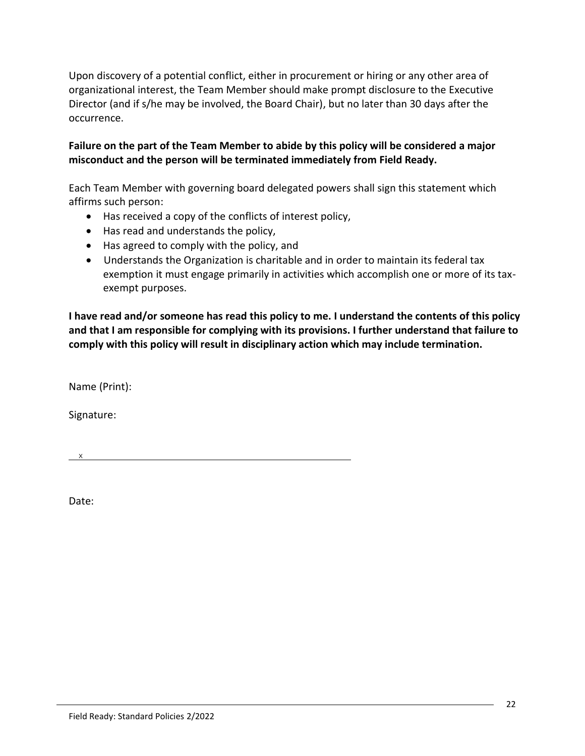Upon discovery of a potential conflict, either in procurement or hiring or any other area of organizational interest, the Team Member should make prompt disclosure to the Executive Director (and if s/he may be involved, the Board Chair), but no later than 30 days after the occurrence.

**Failure on the part of the Team Member to abide by this policy will be considered a major misconduct and the person will be terminated immediately from Field Ready.**

Each Team Member with governing board delegated powers shall sign this statement which affirms such person:

- Has received a copy of the conflicts of interest policy,
- Has read and understands the policy,
- Has agreed to comply with the policy, and
- Understands the Organization is charitable and in order to maintain its federal tax exemption it must engage primarily in activities which accomplish one or more of its tax-exempt purposes.

**I have read and/or someone has read this policy to me. I understand the contents of this policy and that I am responsible for complying with its provisions. I further understand that failure to comply with this policy will result in disciplinary action which may include termination.**

Name (Print):

Signature:

X ____________________________________________

Date: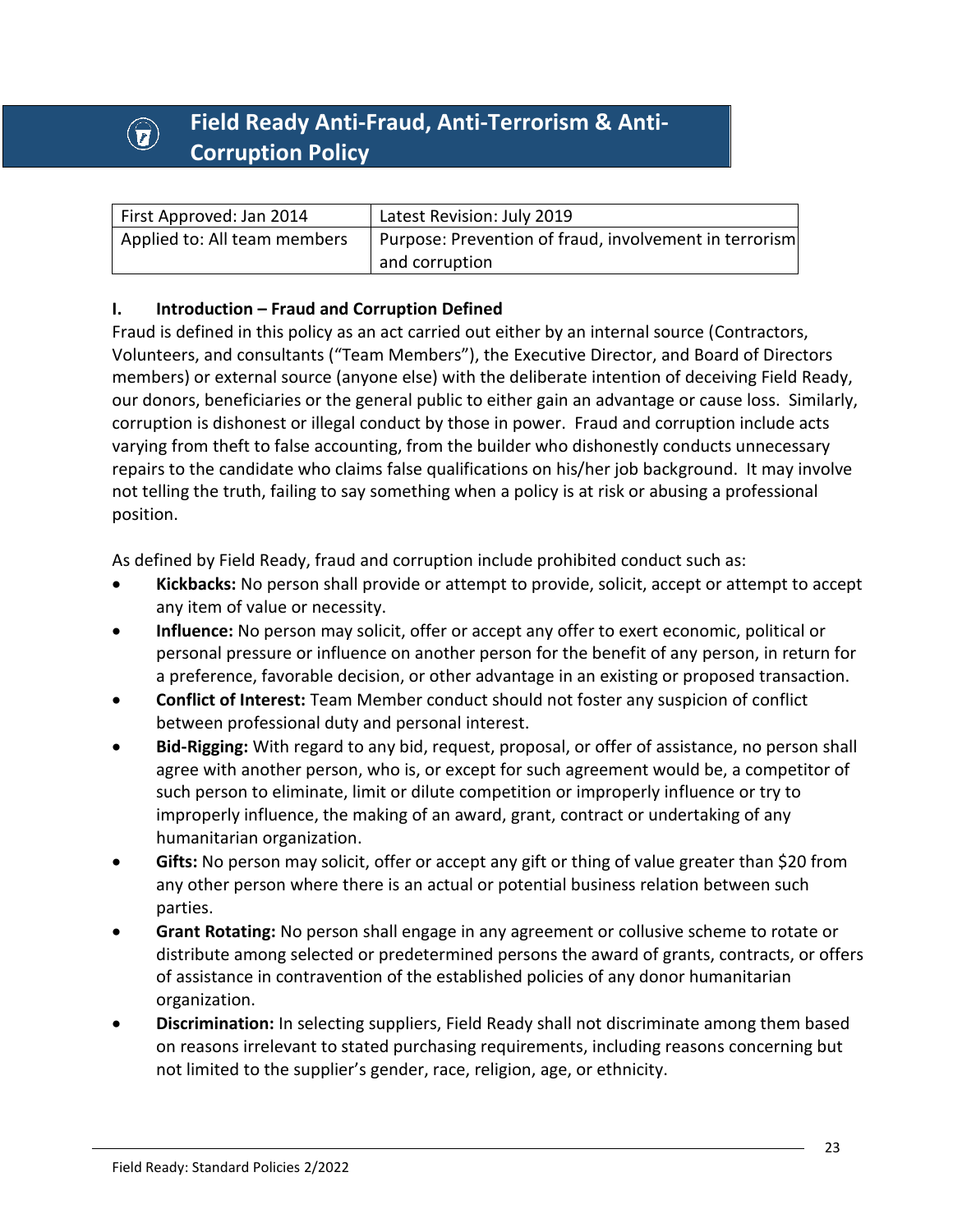# Field Ready Anti-Fraud, Anti-Terrorism & Anti-Corruption Policy

| First Approved: Jan 2014 | Latest Revision: July 2019 |
| --- | --- |
| Applied to: All team members | Purpose: Prevention of fraud, involvement in terrorism and corruption |

## I. Introduction – Fraud and Corruption Defined

Fraud is defined in this policy as an act carried out either by an internal source (Contractors, Volunteers, and consultants ("Team Members"), the Executive Director, and Board of Directors members) or external source (anyone else) with the deliberate intention of deceiving Field Ready, our donors, beneficiaries or the general public to either gain an advantage or cause loss. Similarly, corruption is dishonest or illegal conduct by those in power. Fraud and corruption include acts varying from theft to false accounting, from the builder who dishonestly conducts unnecessary repairs to the candidate who claims false qualifications on his/her job background. It may involve not telling the truth, failing to say something when a policy is at risk or abusing a professional position.

As defined by Field Ready, fraud and corruption include prohibited conduct such as:

- **Kickbacks:** No person shall provide or attempt to provide, solicit, accept or attempt to accept any item of value or necessity.
- **Influence:** No person may solicit, offer or accept any offer to exert economic, political or personal pressure or influence on another person for the benefit of any person, in return for a preference, favorable decision, or other advantage in an existing or proposed transaction.
- **Conflict of Interest:** Team Member conduct should not foster any suspicion of conflict between professional duty and personal interest.
- **Bid-Rigging:** With regard to any bid, request, proposal, or offer of assistance, no person shall agree with another person, who is, or except for such agreement would be, a competitor of such person to eliminate, limit or dilute competition or improperly influence or try to improperly influence, the making of an award, grant, contract or undertaking of any humanitarian organization.
- **Gifts:** No person may solicit, offer or accept any gift or thing of value greater than $20 from any other person where there is an actual or potential business relation between such parties.
- **Grant Rotating:** No person shall engage in any agreement or collusive scheme to rotate or distribute among selected or predetermined persons the award of grants, contracts, or offers of assistance in contravention of the established policies of any donor humanitarian organization.
- **Discrimination:** In selecting suppliers, Field Ready shall not discriminate among them based on reasons irrelevant to stated purchasing requirements, including reasons concerning but not limited to the supplier's gender, race, religion, age, or ethnicity.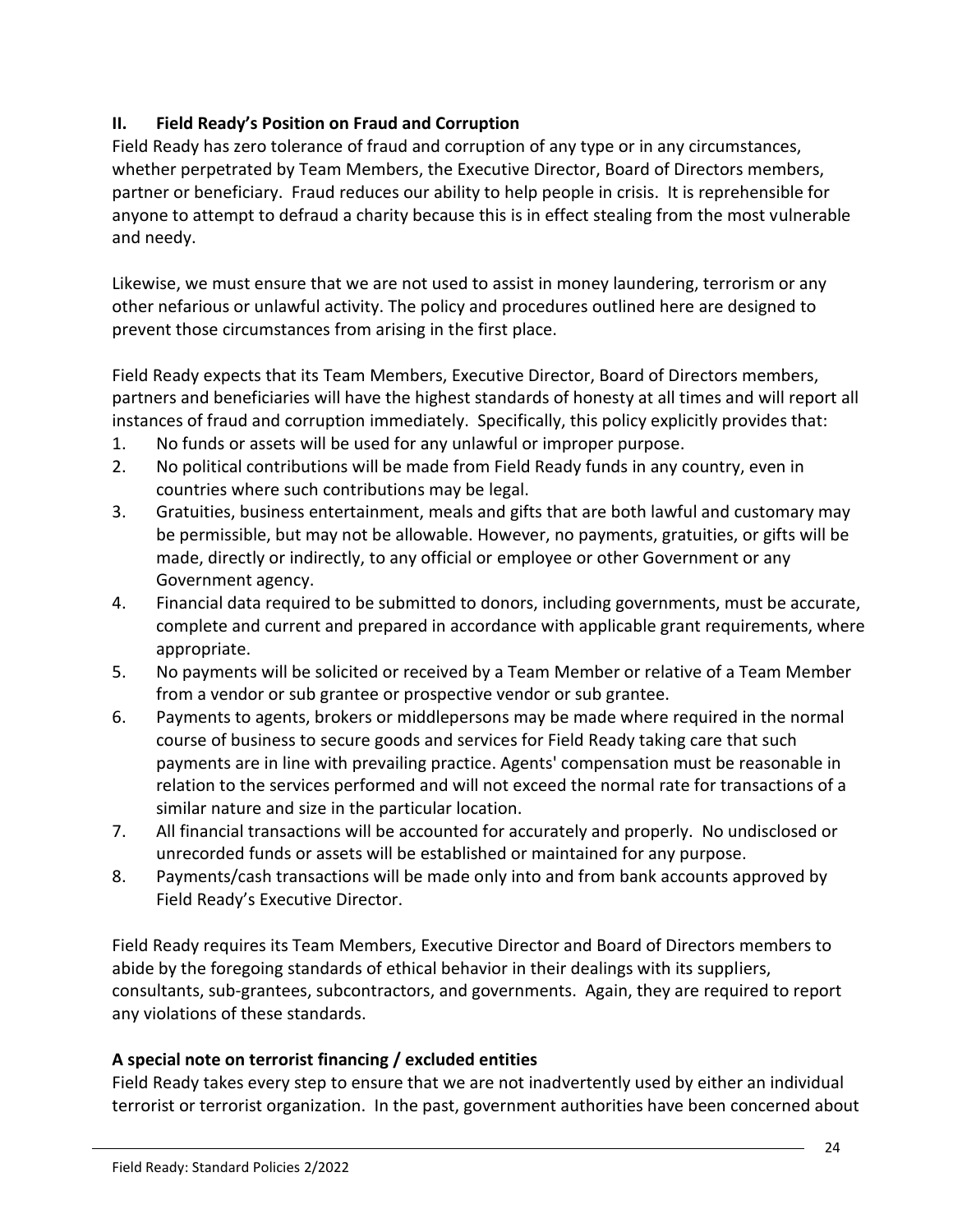## II. Field Ready's Position on Fraud and Corruption

Field Ready has zero tolerance of fraud and corruption of any type or in any circumstances, whether perpetrated by Team Members, the Executive Director, Board of Directors members, partner or beneficiary. Fraud reduces our ability to help people in crisis. It is reprehensible for anyone to attempt to defraud a charity because this is in effect stealing from the most vulnerable and needy.

Likewise, we must ensure that we are not used to assist in money laundering, terrorism or any other nefarious or unlawful activity. The policy and procedures outlined here are designed to prevent those circumstances from arising in the first place.

Field Ready expects that its Team Members, Executive Director, Board of Directors members, partners and beneficiaries will have the highest standards of honesty at all times and will report all instances of fraud and corruption immediately. Specifically, this policy explicitly provides that:

1. No funds or assets will be used for any unlawful or improper purpose.
2. No political contributions will be made from Field Ready funds in any country, even in countries where such contributions may be legal.
3. Gratuities, business entertainment, meals and gifts that are both lawful and customary may be permissible, but may not be allowable. However, no payments, gratuities, or gifts will be made, directly or indirectly, to any official or employee or other Government or any Government agency.
4. Financial data required to be submitted to donors, including governments, must be accurate, complete and current and prepared in accordance with applicable grant requirements, where appropriate.
5. No payments will be solicited or received by a Team Member or relative of a Team Member from a vendor or sub grantee or prospective vendor or sub grantee.
6. Payments to agents, brokers or middlepersons may be made where required in the normal course of business to secure goods and services for Field Ready taking care that such payments are in line with prevailing practice. Agents' compensation must be reasonable in relation to the services performed and will not exceed the normal rate for transactions of a similar nature and size in the particular location.
7. All financial transactions will be accounted for accurately and properly. No undisclosed or unrecorded funds or assets will be established or maintained for any purpose.
8. Payments/cash transactions will be made only into and from bank accounts approved by Field Ready's Executive Director.

Field Ready requires its Team Members, Executive Director and Board of Directors members to abide by the foregoing standards of ethical behavior in their dealings with its suppliers, consultants, sub-grantees, subcontractors, and governments. Again, they are required to report any violations of these standards.

### A special note on terrorist financing / excluded entities

Field Ready takes every step to ensure that we are not inadvertently used by either an individual terrorist or terrorist organization. In the past, government authorities have been concerned about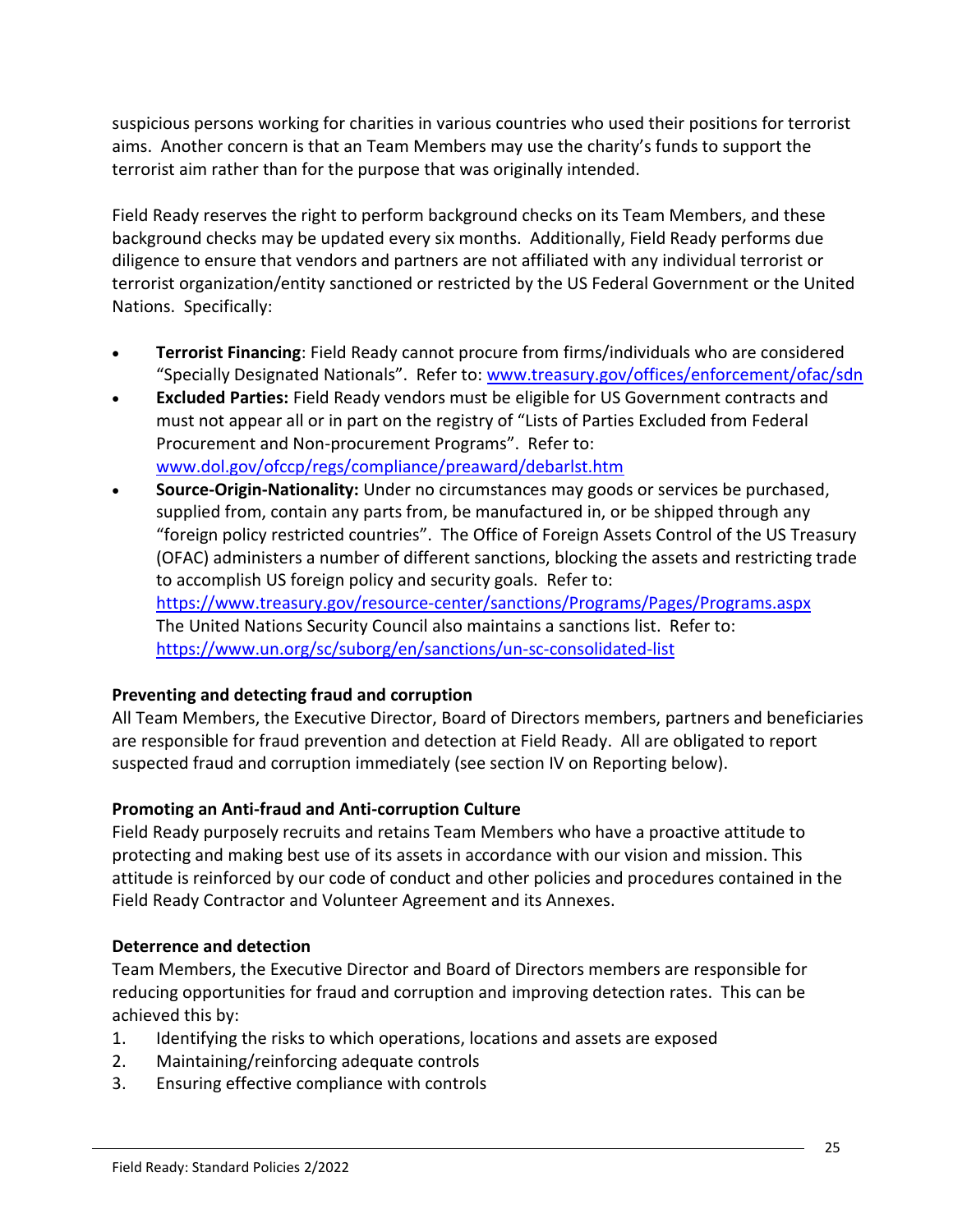suspicious persons working for charities in various countries who used their positions for terrorist aims. Another concern is that an Team Members may use the charity's funds to support the terrorist aim rather than for the purpose that was originally intended.

Field Ready reserves the right to perform background checks on its Team Members, and these background checks may be updated every six months. Additionally, Field Ready performs due diligence to ensure that vendors and partners are not affiliated with any individual terrorist or terrorist organization/entity sanctioned or restricted by the US Federal Government or the United Nations. Specifically:

- **Terrorist Financing**: Field Ready cannot procure from firms/individuals who are considered "Specially Designated Nationals". Refer to: www.treasury.gov/offices/enforcement/ofac/sdn
- **Excluded Parties:** Field Ready vendors must be eligible for US Government contracts and must not appear all or in part on the registry of "Lists of Parties Excluded from Federal Procurement and Non-procurement Programs". Refer to: www.dol.gov/ofccp/regs/compliance/preaward/debarlst.htm
- **Source-Origin-Nationality:** Under no circumstances may goods or services be purchased, supplied from, contain any parts from, be manufactured in, or be shipped through any "foreign policy restricted countries". The Office of Foreign Assets Control of the US Treasury (OFAC) administers a number of different sanctions, blocking the assets and restricting trade to accomplish US foreign policy and security goals. Refer to: https://www.treasury.gov/resource-center/sanctions/Programs/Pages/Programs.aspx
  The United Nations Security Council also maintains a sanctions list. Refer to: https://www.un.org/sc/suborg/en/sanctions/un-sc-consolidated-list

**Preventing and detecting fraud and corruption**
All Team Members, the Executive Director, Board of Directors members, partners and beneficiaries are responsible for fraud prevention and detection at Field Ready. All are obligated to report suspected fraud and corruption immediately (see section IV on Reporting below).

**Promoting an Anti-fraud and Anti-corruption Culture**
Field Ready purposely recruits and retains Team Members who have a proactive attitude to protecting and making best use of its assets in accordance with our vision and mission. This attitude is reinforced by our code of conduct and other policies and procedures contained in the Field Ready Contractor and Volunteer Agreement and its Annexes.

**Deterrence and detection**
Team Members, the Executive Director and Board of Directors members are responsible for reducing opportunities for fraud and corruption and improving detection rates. This can be achieved this by:

1. Identifying the risks to which operations, locations and assets are exposed
2. Maintaining/reinforcing adequate controls
3. Ensuring effective compliance with controls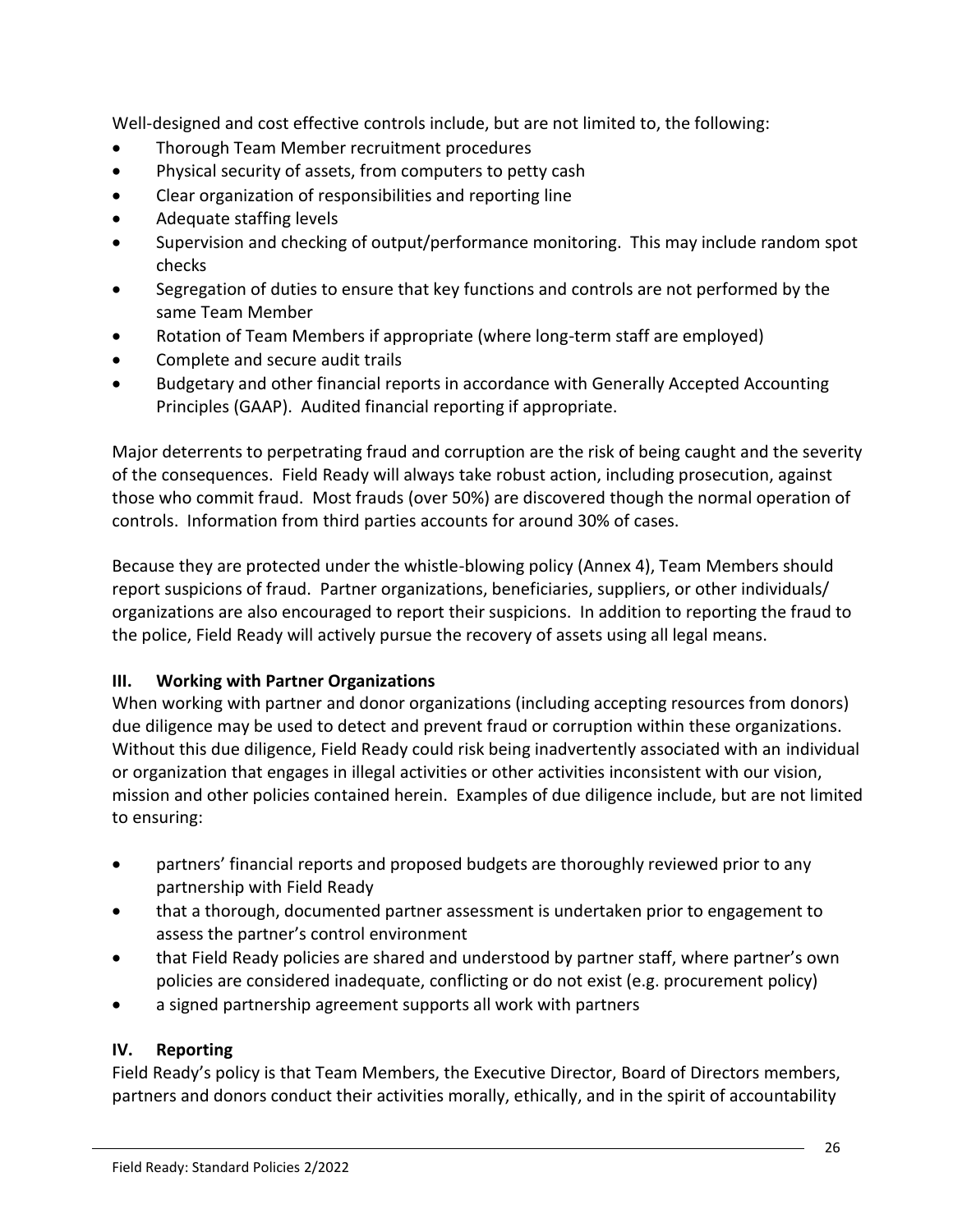Well-designed and cost effective controls include, but are not limited to, the following:

- Thorough Team Member recruitment procedures
- Physical security of assets, from computers to petty cash
- Clear organization of responsibilities and reporting line
- Adequate staffing levels
- Supervision and checking of output/performance monitoring. This may include random spot checks
- Segregation of duties to ensure that key functions and controls are not performed by the same Team Member
- Rotation of Team Members if appropriate (where long-term staff are employed)
- Complete and secure audit trails
- Budgetary and other financial reports in accordance with Generally Accepted Accounting Principles (GAAP). Audited financial reporting if appropriate.

Major deterrents to perpetrating fraud and corruption are the risk of being caught and the severity of the consequences. Field Ready will always take robust action, including prosecution, against those who commit fraud. Most frauds (over 50%) are discovered though the normal operation of controls. Information from third parties accounts for around 30% of cases.

Because they are protected under the whistle-blowing policy (Annex 4), Team Members should report suspicions of fraud. Partner organizations, beneficiaries, suppliers, or other individuals/ organizations are also encouraged to report their suspicions. In addition to reporting the fraud to the police, Field Ready will actively pursue the recovery of assets using all legal means.

### III. Working with Partner Organizations

When working with partner and donor organizations (including accepting resources from donors) due diligence may be used to detect and prevent fraud or corruption within these organizations. Without this due diligence, Field Ready could risk being inadvertently associated with an individual or organization that engages in illegal activities or other activities inconsistent with our vision, mission and other policies contained herein. Examples of due diligence include, but are not limited to ensuring:

- partners' financial reports and proposed budgets are thoroughly reviewed prior to any partnership with Field Ready
- that a thorough, documented partner assessment is undertaken prior to engagement to assess the partner's control environment
- that Field Ready policies are shared and understood by partner staff, where partner's own policies are considered inadequate, conflicting or do not exist (e.g. procurement policy)
- a signed partnership agreement supports all work with partners

### IV. Reporting

Field Ready's policy is that Team Members, the Executive Director, Board of Directors members, partners and donors conduct their activities morally, ethically, and in the spirit of accountability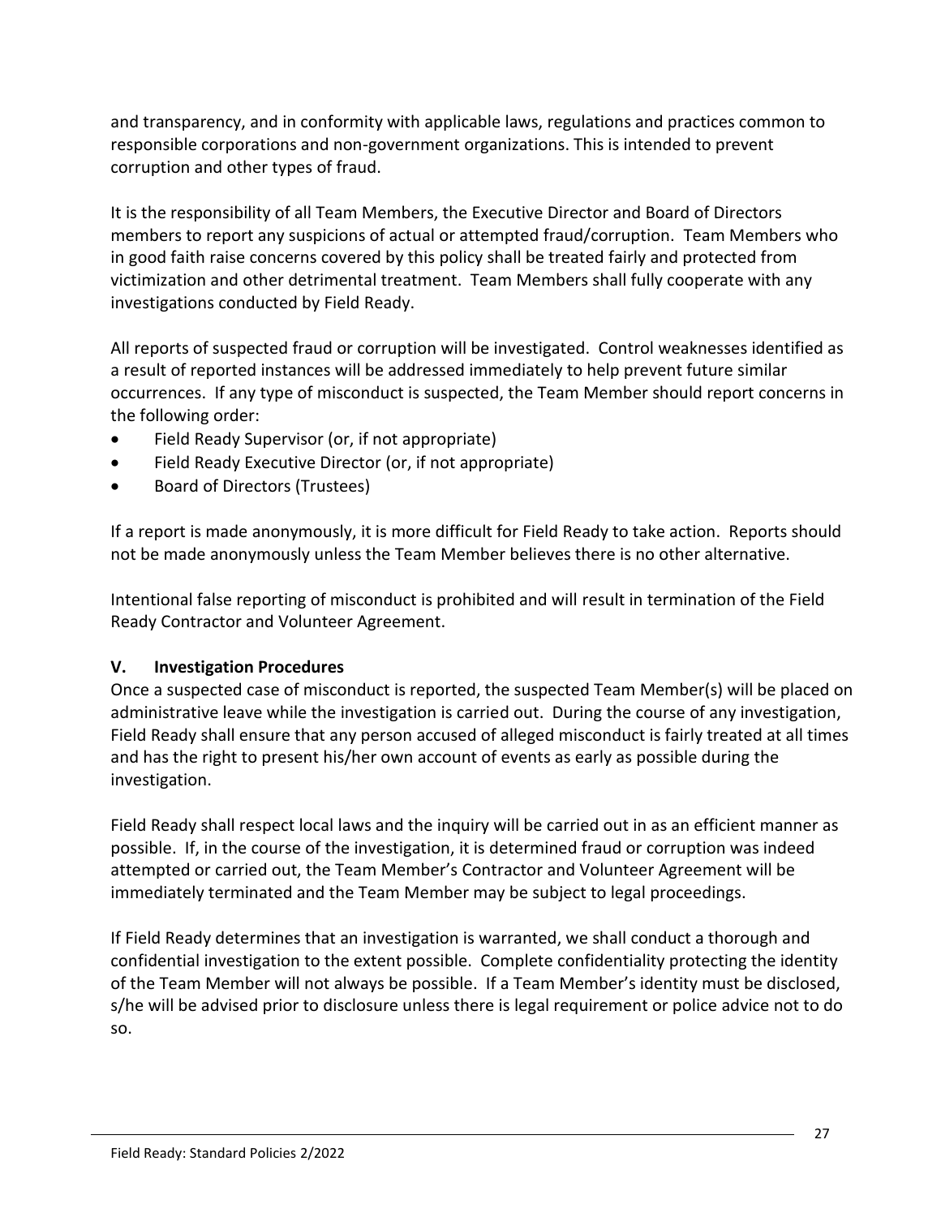and transparency, and in conformity with applicable laws, regulations and practices common to responsible corporations and non-government organizations. This is intended to prevent corruption and other types of fraud.

It is the responsibility of all Team Members, the Executive Director and Board of Directors members to report any suspicions of actual or attempted fraud/corruption. Team Members who in good faith raise concerns covered by this policy shall be treated fairly and protected from victimization and other detrimental treatment. Team Members shall fully cooperate with any investigations conducted by Field Ready.

All reports of suspected fraud or corruption will be investigated. Control weaknesses identified as a result of reported instances will be addressed immediately to help prevent future similar occurrences. If any type of misconduct is suspected, the Team Member should report concerns in the following order:

- Field Ready Supervisor (or, if not appropriate)
- Field Ready Executive Director (or, if not appropriate)
- Board of Directors (Trustees)

If a report is made anonymously, it is more difficult for Field Ready to take action. Reports should not be made anonymously unless the Team Member believes there is no other alternative.

Intentional false reporting of misconduct is prohibited and will result in termination of the Field Ready Contractor and Volunteer Agreement.

### V. Investigation Procedures

Once a suspected case of misconduct is reported, the suspected Team Member(s) will be placed on administrative leave while the investigation is carried out. During the course of any investigation, Field Ready shall ensure that any person accused of alleged misconduct is fairly treated at all times and has the right to present his/her own account of events as early as possible during the investigation.

Field Ready shall respect local laws and the inquiry will be carried out in as an efficient manner as possible. If, in the course of the investigation, it is determined fraud or corruption was indeed attempted or carried out, the Team Member's Contractor and Volunteer Agreement will be immediately terminated and the Team Member may be subject to legal proceedings.

If Field Ready determines that an investigation is warranted, we shall conduct a thorough and confidential investigation to the extent possible. Complete confidentiality protecting the identity of the Team Member will not always be possible. If a Team Member's identity must be disclosed, s/he will be advised prior to disclosure unless there is legal requirement or police advice not to do so.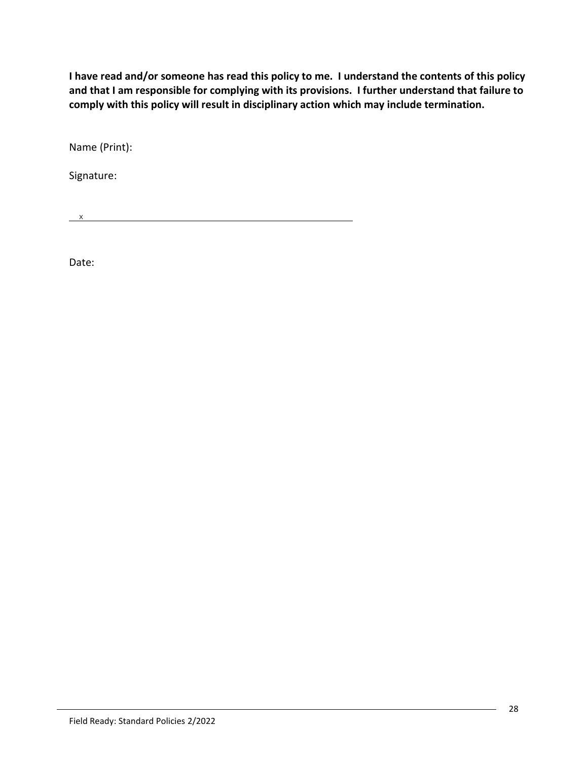**I have read and/or someone has read this policy to me. I understand the contents of this policy and that I am responsible for complying with its provisions. I further understand that failure to comply with this policy will result in disciplinary action which may include termination.**

Name (Print):

Signature:

x ________________________________________________

Date: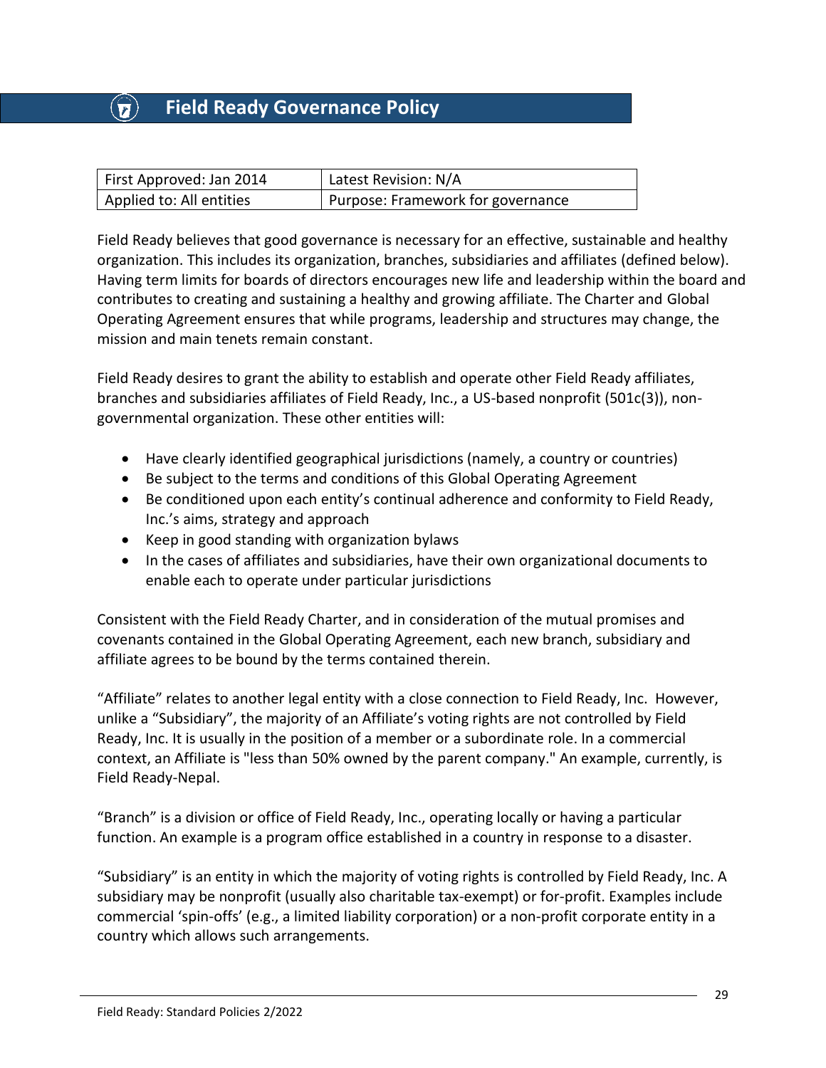# Field Ready Governance Policy

| First Approved: Jan 2014 | Latest Revision: N/A |
|---|---|
| Applied to: All entities | Purpose: Framework for governance |

Field Ready believes that good governance is necessary for an effective, sustainable and healthy organization. This includes its organization, branches, subsidiaries and affiliates (defined below). Having term limits for boards of directors encourages new life and leadership within the board and contributes to creating and sustaining a healthy and growing affiliate. The Charter and Global Operating Agreement ensures that while programs, leadership and structures may change, the mission and main tenets remain constant.

Field Ready desires to grant the ability to establish and operate other Field Ready affiliates, branches and subsidiaries affiliates of Field Ready, Inc., a US-based nonprofit (501c(3)), non-governmental organization. These other entities will:

- Have clearly identified geographical jurisdictions (namely, a country or countries)
- Be subject to the terms and conditions of this Global Operating Agreement
- Be conditioned upon each entity's continual adherence and conformity to Field Ready, Inc.'s aims, strategy and approach
- Keep in good standing with organization bylaws
- In the cases of affiliates and subsidiaries, have their own organizational documents to enable each to operate under particular jurisdictions

Consistent with the Field Ready Charter, and in consideration of the mutual promises and covenants contained in the Global Operating Agreement, each new branch, subsidiary and affiliate agrees to be bound by the terms contained therein.

"Affiliate" relates to another legal entity with a close connection to Field Ready, Inc. However, unlike a "Subsidiary", the majority of an Affiliate's voting rights are not controlled by Field Ready, Inc. It is usually in the position of a member or a subordinate role. In a commercial context, an Affiliate is "less than 50% owned by the parent company." An example, currently, is Field Ready-Nepal.

"Branch" is a division or office of Field Ready, Inc., operating locally or having a particular function. An example is a program office established in a country in response to a disaster.

"Subsidiary" is an entity in which the majority of voting rights is controlled by Field Ready, Inc. A subsidiary may be nonprofit (usually also charitable tax-exempt) or for-profit. Examples include commercial 'spin-offs' (e.g., a limited liability corporation) or a non-profit corporate entity in a country which allows such arrangements.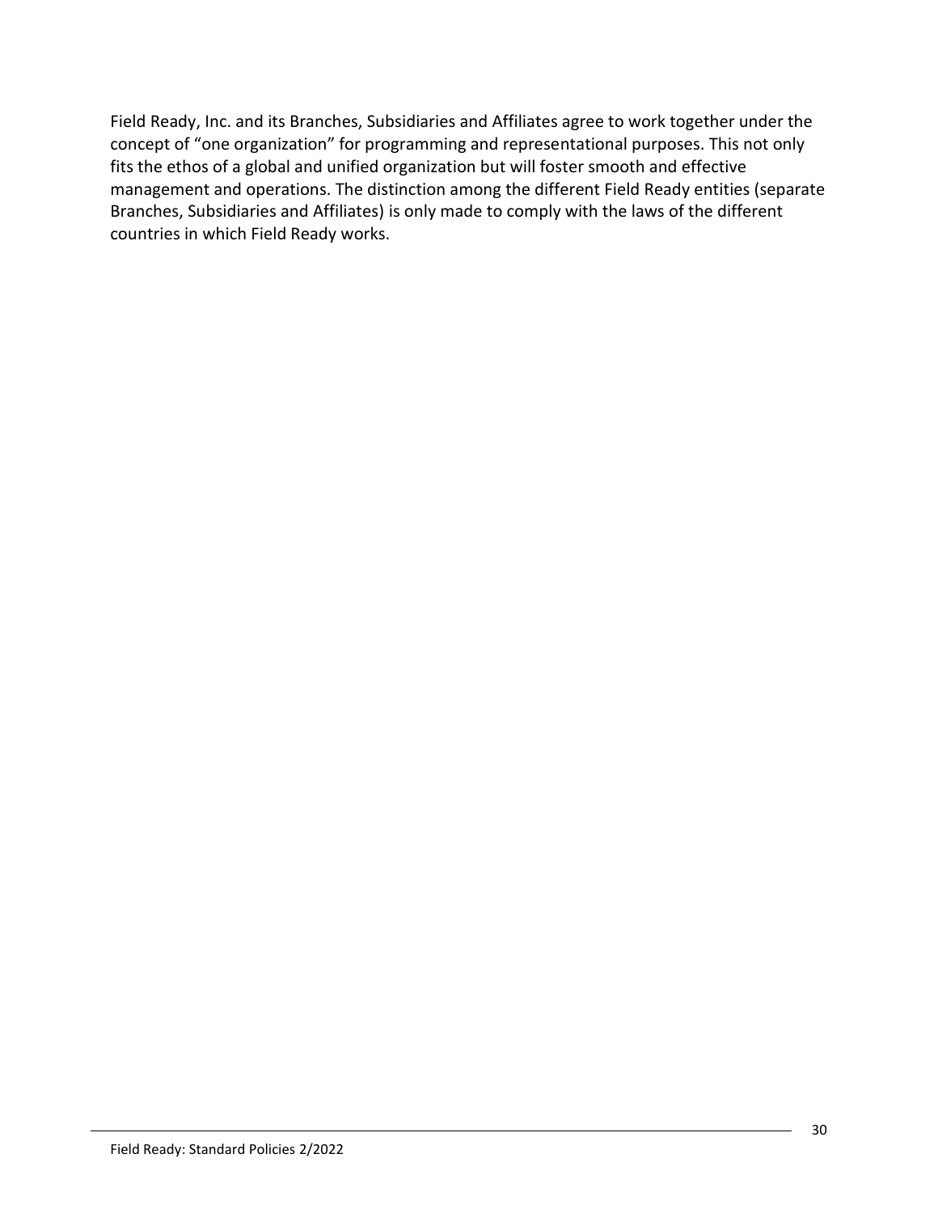Field Ready, Inc. and its Branches, Subsidiaries and Affiliates agree to work together under the concept of "one organization" for programming and representational purposes. This not only fits the ethos of a global and unified organization but will foster smooth and effective management and operations. The distinction among the different Field Ready entities (separate Branches, Subsidiaries and Affiliates) is only made to comply with the laws of the different countries in which Field Ready works.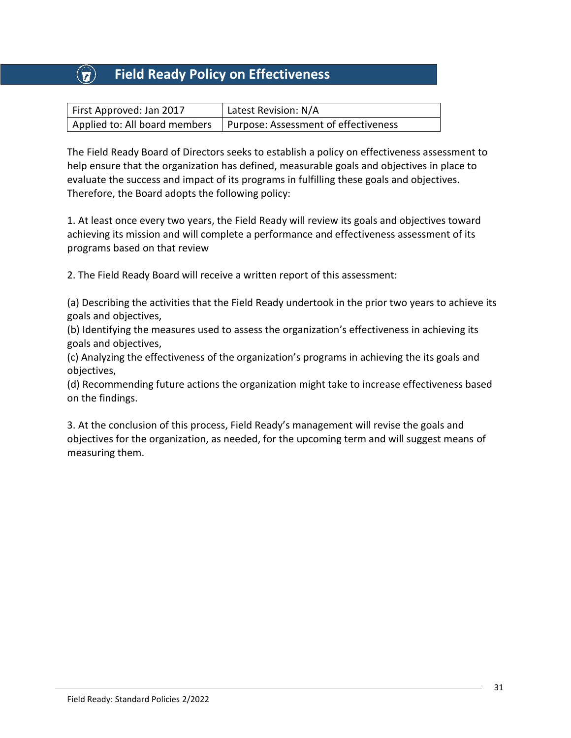# Field Ready Policy on Effectiveness

| First Approved: Jan 2017 | Latest Revision: N/A |
|---|---|
| Applied to: All board members | Purpose: Assessment of effectiveness |

The Field Ready Board of Directors seeks to establish a policy on effectiveness assessment to help ensure that the organization has defined, measurable goals and objectives in place to evaluate the success and impact of its programs in fulfilling these goals and objectives. Therefore, the Board adopts the following policy:

1. At least once every two years, the Field Ready will review its goals and objectives toward achieving its mission and will complete a performance and effectiveness assessment of its programs based on that review

2. The Field Ready Board will receive a written report of this assessment:

(a) Describing the activities that the Field Ready undertook in the prior two years to achieve its goals and objectives,
(b) Identifying the measures used to assess the organization's effectiveness in achieving its goals and objectives,
(c) Analyzing the effectiveness of the organization's programs in achieving the its goals and objectives,
(d) Recommending future actions the organization might take to increase effectiveness based on the findings.

3. At the conclusion of this process, Field Ready's management will revise the goals and objectives for the organization, as needed, for the upcoming term and will suggest means of measuring them.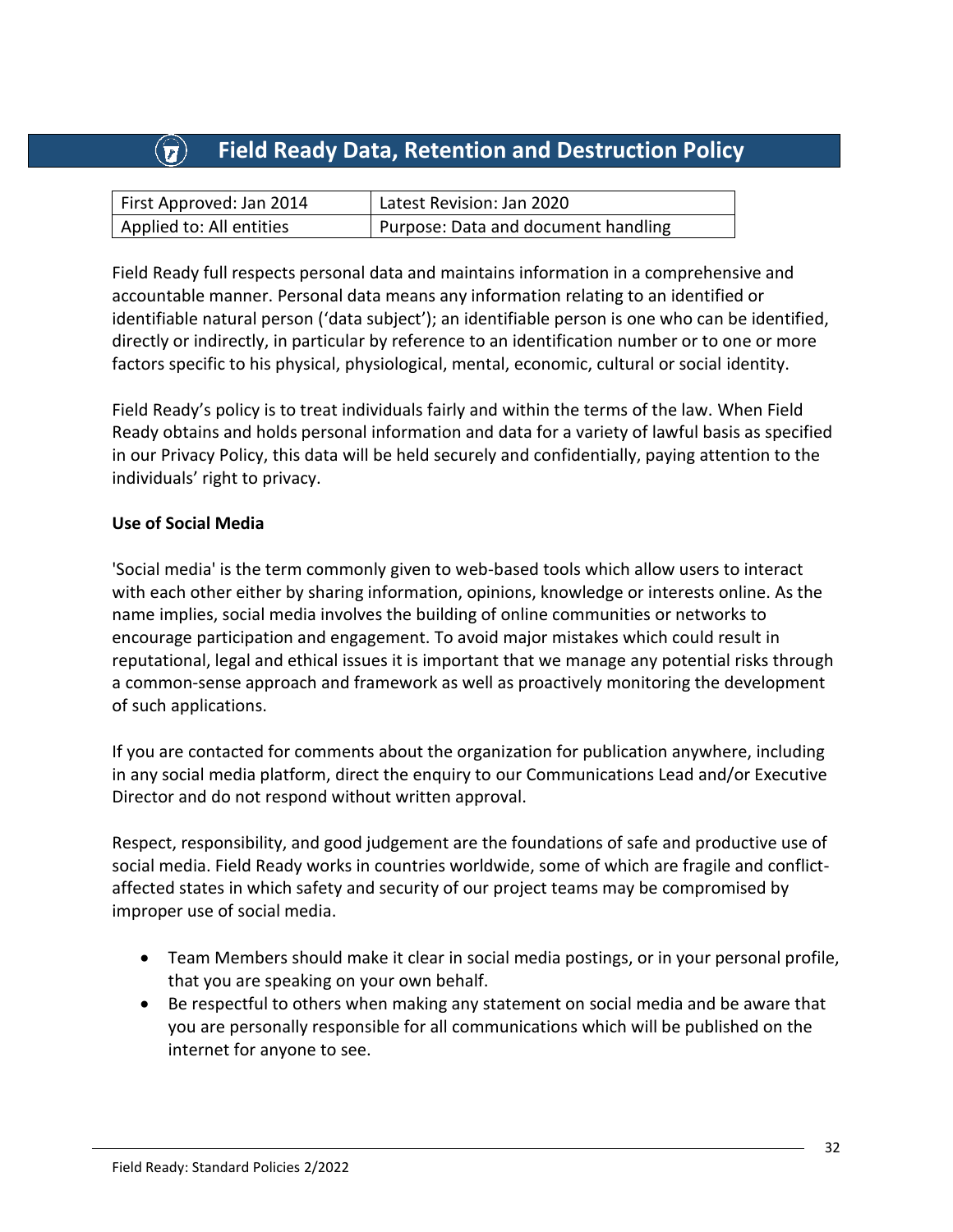# Field Ready Data, Retention and Destruction Policy

| First Approved: Jan 2014 | Latest Revision: Jan 2020 |
|---|---|
| Applied to: All entities | Purpose: Data and document handling |

Field Ready full respects personal data and maintains information in a comprehensive and accountable manner. Personal data means any information relating to an identified or identifiable natural person ('data subject'); an identifiable person is one who can be identified, directly or indirectly, in particular by reference to an identification number or to one or more factors specific to his physical, physiological, mental, economic, cultural or social identity.

Field Ready's policy is to treat individuals fairly and within the terms of the law. When Field Ready obtains and holds personal information and data for a variety of lawful basis as specified in our Privacy Policy, this data will be held securely and confidentially, paying attention to the individuals' right to privacy.

**Use of Social Media**

'Social media' is the term commonly given to web-based tools which allow users to interact with each other either by sharing information, opinions, knowledge or interests online. As the name implies, social media involves the building of online communities or networks to encourage participation and engagement. To avoid major mistakes which could result in reputational, legal and ethical issues it is important that we manage any potential risks through a common-sense approach and framework as well as proactively monitoring the development of such applications.

If you are contacted for comments about the organization for publication anywhere, including in any social media platform, direct the enquiry to our Communications Lead and/or Executive Director and do not respond without written approval.

Respect, responsibility, and good judgement are the foundations of safe and productive use of social media. Field Ready works in countries worldwide, some of which are fragile and conflict-affected states in which safety and security of our project teams may be compromised by improper use of social media.

- Team Members should make it clear in social media postings, or in your personal profile, that you are speaking on your own behalf.
- Be respectful to others when making any statement on social media and be aware that you are personally responsible for all communications which will be published on the internet for anyone to see.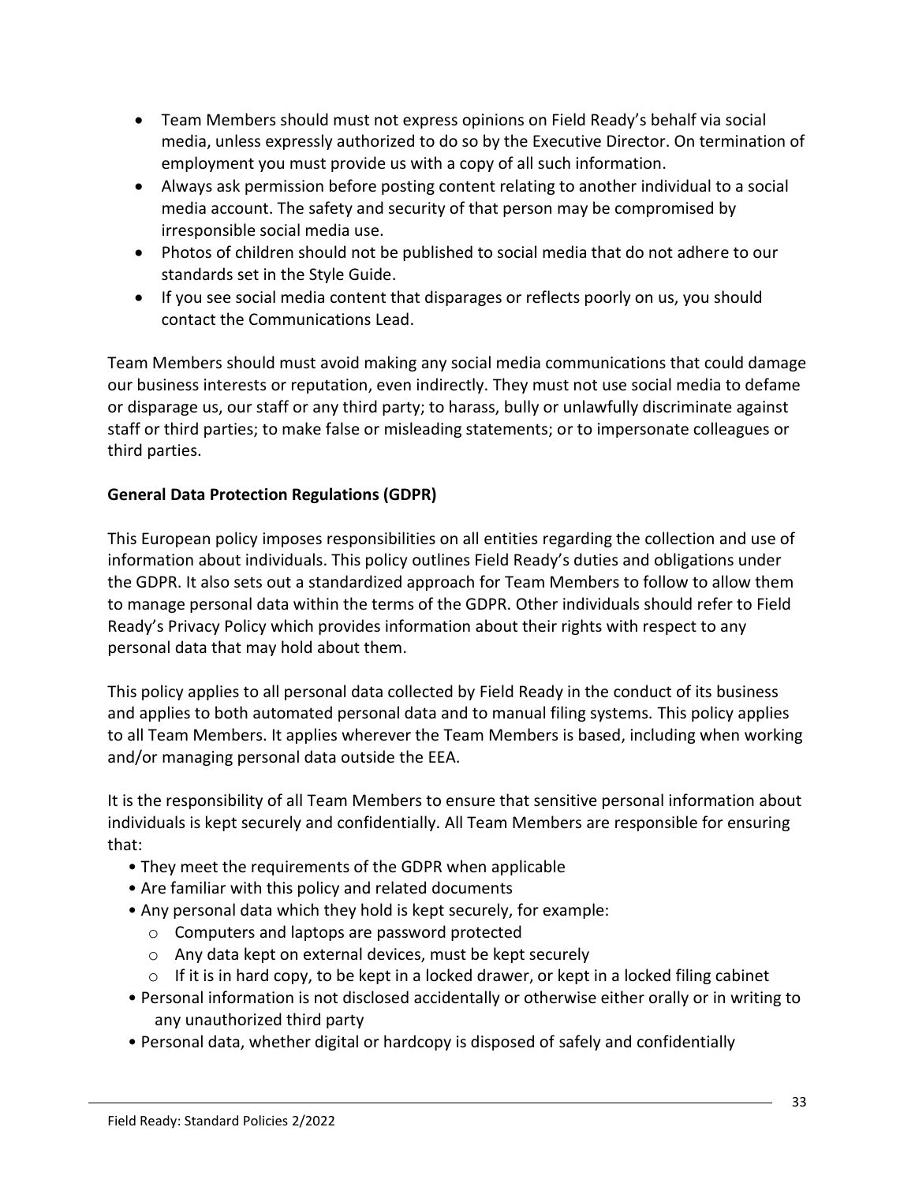- Team Members should must not express opinions on Field Ready's behalf via social media, unless expressly authorized to do so by the Executive Director. On termination of employment you must provide us with a copy of all such information.
- Always ask permission before posting content relating to another individual to a social media account. The safety and security of that person may be compromised by irresponsible social media use.
- Photos of children should not be published to social media that do not adhere to our standards set in the Style Guide.
- If you see social media content that disparages or reflects poorly on us, you should contact the Communications Lead.

Team Members should must avoid making any social media communications that could damage our business interests or reputation, even indirectly. They must not use social media to defame or disparage us, our staff or any third party; to harass, bully or unlawfully discriminate against staff or third parties; to make false or misleading statements; or to impersonate colleagues or third parties.

**General Data Protection Regulations (GDPR)**

This European policy imposes responsibilities on all entities regarding the collection and use of information about individuals. This policy outlines Field Ready's duties and obligations under the GDPR. It also sets out a standardized approach for Team Members to follow to allow them to manage personal data within the terms of the GDPR. Other individuals should refer to Field Ready's Privacy Policy which provides information about their rights with respect to any personal data that may hold about them.

This policy applies to all personal data collected by Field Ready in the conduct of its business and applies to both automated personal data and to manual filing systems. This policy applies to all Team Members. It applies wherever the Team Members is based, including when working and/or managing personal data outside the EEA.

It is the responsibility of all Team Members to ensure that sensitive personal information about individuals is kept securely and confidentially. All Team Members are responsible for ensuring that:

- They meet the requirements of the GDPR when applicable
- Are familiar with this policy and related documents
- Any personal data which they hold is kept securely, for example:
  - Computers and laptops are password protected
  - Any data kept on external devices, must be kept securely
  - If it is in hard copy, to be kept in a locked drawer, or kept in a locked filing cabinet
- Personal information is not disclosed accidentally or otherwise either orally or in writing to any unauthorized third party
- Personal data, whether digital or hardcopy is disposed of safely and confidentially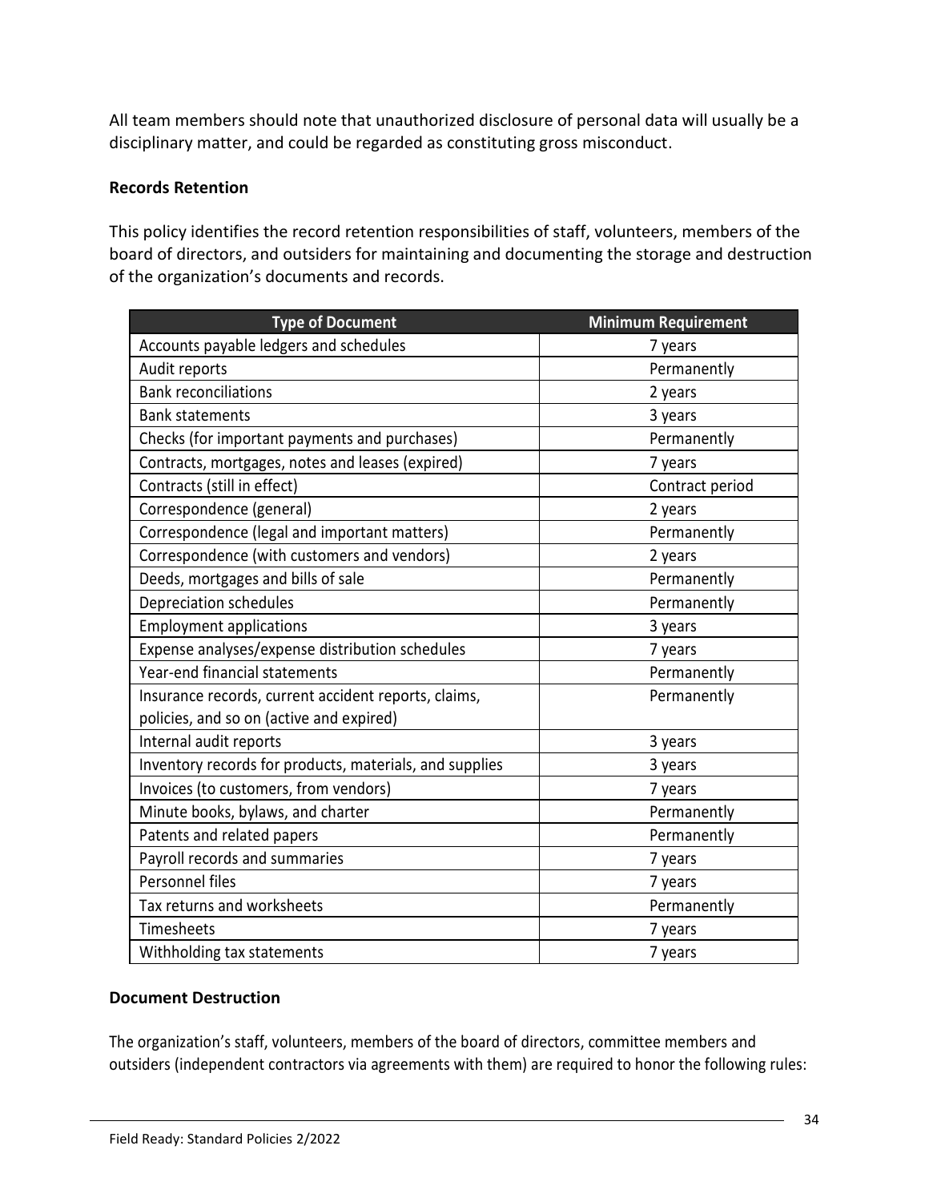All team members should note that unauthorized disclosure of personal data will usually be a disciplinary matter, and could be regarded as constituting gross misconduct.

**Records Retention**

This policy identifies the record retention responsibilities of staff, volunteers, members of the board of directors, and outsiders for maintaining and documenting the storage and destruction of the organization's documents and records.

| Type of Document | Minimum Requirement |
|---|---|
| Accounts payable ledgers and schedules | 7 years |
| Audit reports | Permanently |
| Bank reconciliations | 2 years |
| Bank statements | 3 years |
| Checks (for important payments and purchases) | Permanently |
| Contracts, mortgages, notes and leases (expired) | 7 years |
| Contracts (still in effect) | Contract period |
| Correspondence (general) | 2 years |
| Correspondence (legal and important matters) | Permanently |
| Correspondence (with customers and vendors) | 2 years |
| Deeds, mortgages and bills of sale | Permanently |
| Depreciation schedules | Permanently |
| Employment applications | 3 years |
| Expense analyses/expense distribution schedules | 7 years |
| Year-end financial statements | Permanently |
| Insurance records, current accident reports, claims, policies, and so on (active and expired) | Permanently |
| Internal audit reports | 3 years |
| Inventory records for products, materials, and supplies | 3 years |
| Invoices (to customers, from vendors) | 7 years |
| Minute books, bylaws, and charter | Permanently |
| Patents and related papers | Permanently |
| Payroll records and summaries | 7 years |
| Personnel files | 7 years |
| Tax returns and worksheets | Permanently |
| Timesheets | 7 years |
| Withholding tax statements | 7 years |

**Document Destruction**

The organization's staff, volunteers, members of the board of directors, committee members and outsiders (independent contractors via agreements with them) are required to honor the following rules: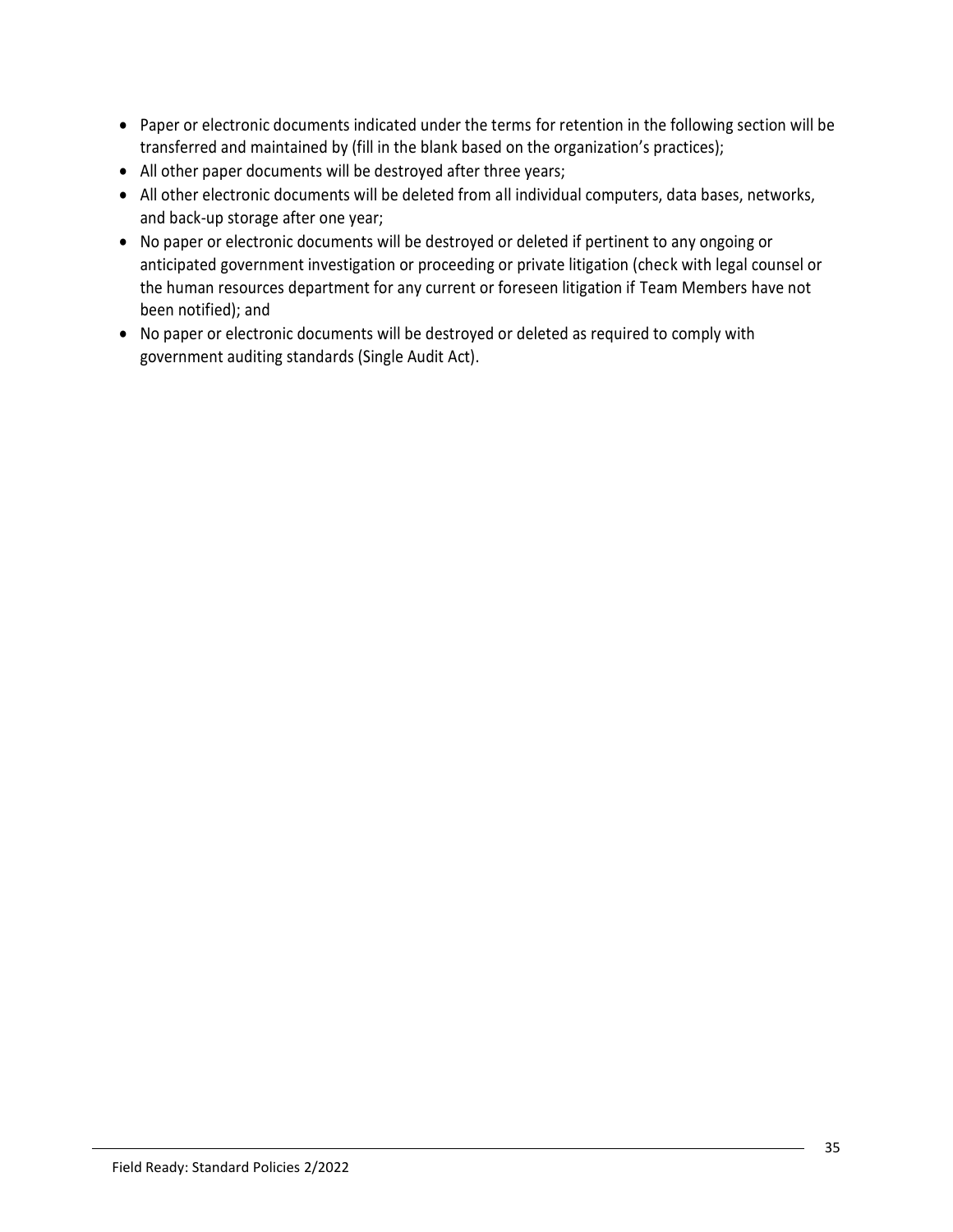- Paper or electronic documents indicated under the terms for retention in the following section will be transferred and maintained by (fill in the blank based on the organization's practices);
- All other paper documents will be destroyed after three years;
- All other electronic documents will be deleted from all individual computers, data bases, networks, and back-up storage after one year;
- No paper or electronic documents will be destroyed or deleted if pertinent to any ongoing or anticipated government investigation or proceeding or private litigation (check with legal counsel or the human resources department for any current or foreseen litigation if Team Members have not been notified); and
- No paper or electronic documents will be destroyed or deleted as required to comply with government auditing standards (Single Audit Act).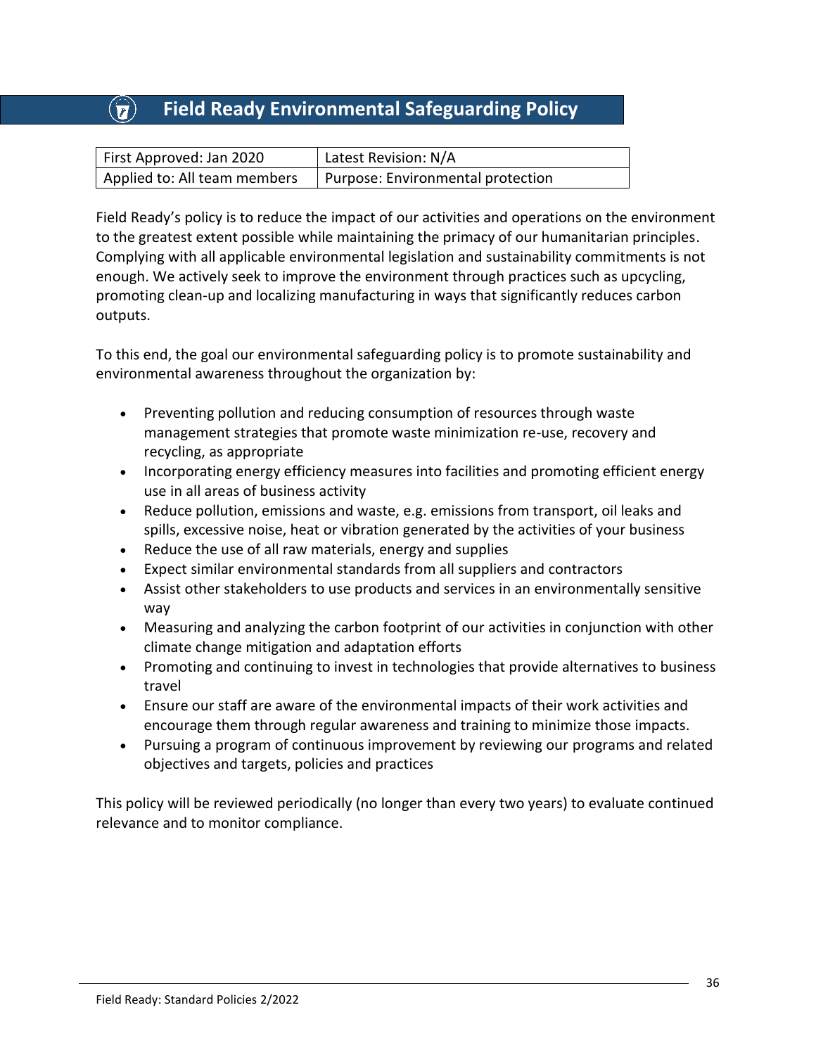# Field Ready Environmental Safeguarding Policy

| First Approved: Jan 2020 | Latest Revision: N/A |
|---|---|
| Applied to: All team members | Purpose: Environmental protection |

Field Ready's policy is to reduce the impact of our activities and operations on the environment to the greatest extent possible while maintaining the primacy of our humanitarian principles. Complying with all applicable environmental legislation and sustainability commitments is not enough. We actively seek to improve the environment through practices such as upcycling, promoting clean-up and localizing manufacturing in ways that significantly reduces carbon outputs.

To this end, the goal our environmental safeguarding policy is to promote sustainability and environmental awareness throughout the organization by:

- Preventing pollution and reducing consumption of resources through waste management strategies that promote waste minimization re-use, recovery and recycling, as appropriate
- Incorporating energy efficiency measures into facilities and promoting efficient energy use in all areas of business activity
- Reduce pollution, emissions and waste, e.g. emissions from transport, oil leaks and spills, excessive noise, heat or vibration generated by the activities of your business
- Reduce the use of all raw materials, energy and supplies
- Expect similar environmental standards from all suppliers and contractors
- Assist other stakeholders to use products and services in an environmentally sensitive way
- Measuring and analyzing the carbon footprint of our activities in conjunction with other climate change mitigation and adaptation efforts
- Promoting and continuing to invest in technologies that provide alternatives to business travel
- Ensure our staff are aware of the environmental impacts of their work activities and encourage them through regular awareness and training to minimize those impacts.
- Pursuing a program of continuous improvement by reviewing our programs and related objectives and targets, policies and practices

This policy will be reviewed periodically (no longer than every two years) to evaluate continued relevance and to monitor compliance.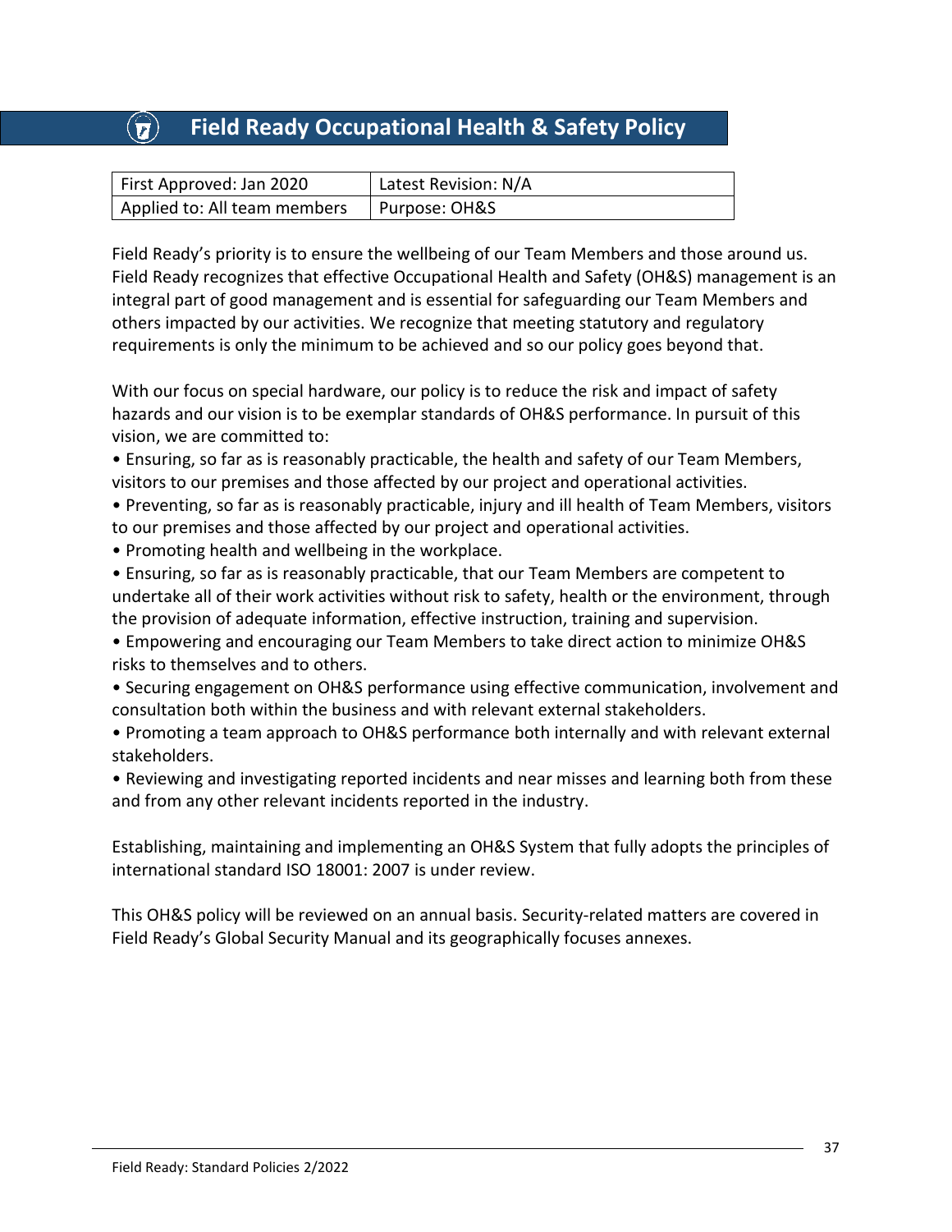# Field Ready Occupational Health & Safety Policy

| First Approved: Jan 2020 | Latest Revision: N/A |
|---|---|
| Applied to: All team members | Purpose: OH&S |

Field Ready's priority is to ensure the wellbeing of our Team Members and those around us. Field Ready recognizes that effective Occupational Health and Safety (OH&S) management is an integral part of good management and is essential for safeguarding our Team Members and others impacted by our activities. We recognize that meeting statutory and regulatory requirements is only the minimum to be achieved and so our policy goes beyond that.

With our focus on special hardware, our policy is to reduce the risk and impact of safety hazards and our vision is to be exemplar standards of OH&S performance. In pursuit of this vision, we are committed to:

- Ensuring, so far as is reasonably practicable, the health and safety of our Team Members, visitors to our premises and those affected by our project and operational activities.
- Preventing, so far as is reasonably practicable, injury and ill health of Team Members, visitors to our premises and those affected by our project and operational activities.
- Promoting health and wellbeing in the workplace.
- Ensuring, so far as is reasonably practicable, that our Team Members are competent to undertake all of their work activities without risk to safety, health or the environment, through the provision of adequate information, effective instruction, training and supervision.
- Empowering and encouraging our Team Members to take direct action to minimize OH&S risks to themselves and to others.
- Securing engagement on OH&S performance using effective communication, involvement and consultation both within the business and with relevant external stakeholders.
- Promoting a team approach to OH&S performance both internally and with relevant external stakeholders.
- Reviewing and investigating reported incidents and near misses and learning both from these and from any other relevant incidents reported in the industry.

Establishing, maintaining and implementing an OH&S System that fully adopts the principles of international standard ISO 18001: 2007 is under review.

This OH&S policy will be reviewed on an annual basis. Security-related matters are covered in Field Ready's Global Security Manual and its geographically focuses annexes.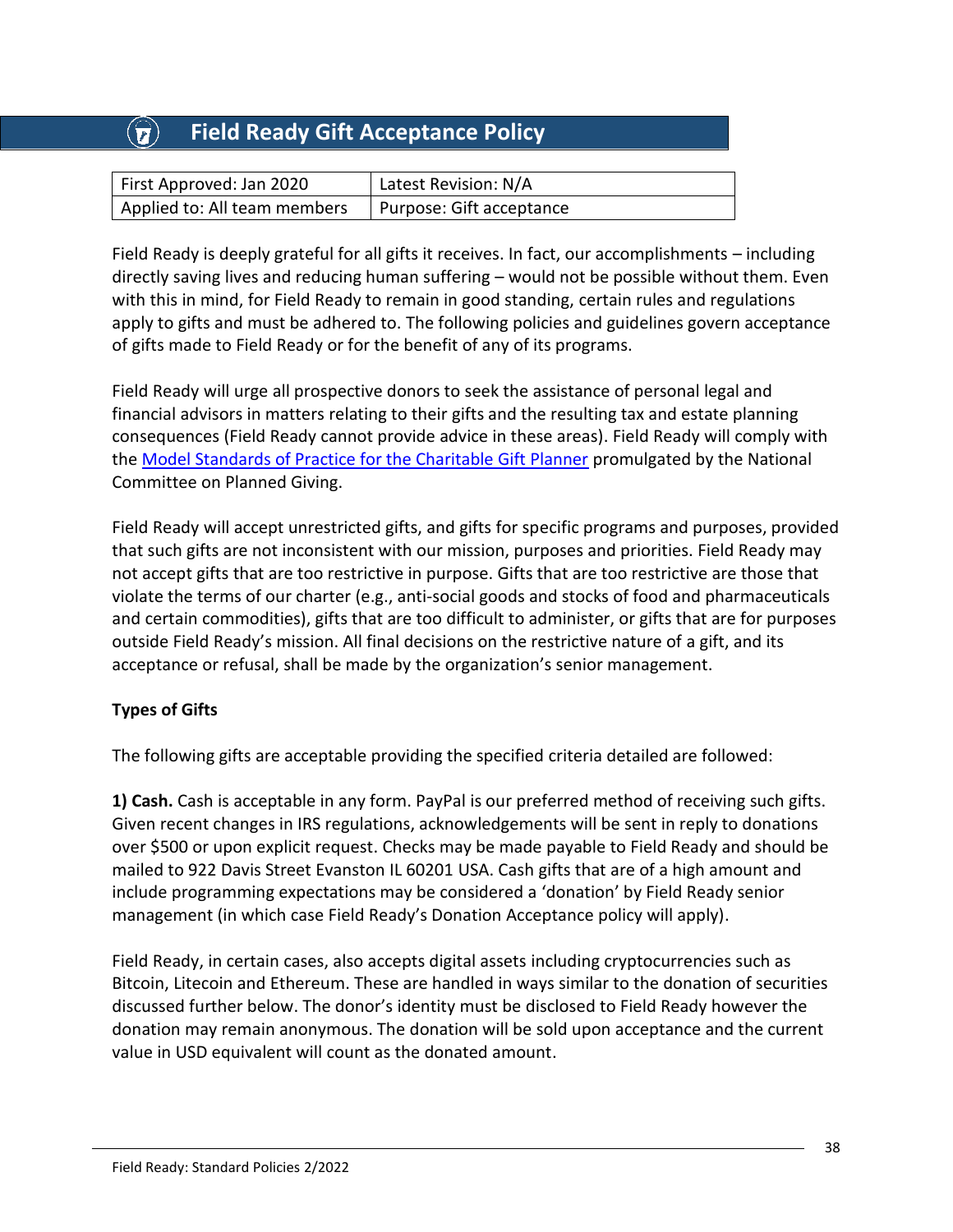# Field Ready Gift Acceptance Policy

| First Approved: Jan 2020 | Latest Revision: N/A |
|---|---|
| Applied to: All team members | Purpose: Gift acceptance |

Field Ready is deeply grateful for all gifts it receives. In fact, our accomplishments – including directly saving lives and reducing human suffering – would not be possible without them. Even with this in mind, for Field Ready to remain in good standing, certain rules and regulations apply to gifts and must be adhered to. The following policies and guidelines govern acceptance of gifts made to Field Ready or for the benefit of any of its programs.

Field Ready will urge all prospective donors to seek the assistance of personal legal and financial advisors in matters relating to their gifts and the resulting tax and estate planning consequences (Field Ready cannot provide advice in these areas). Field Ready will comply with the Model Standards of Practice for the Charitable Gift Planner promulgated by the National Committee on Planned Giving.

Field Ready will accept unrestricted gifts, and gifts for specific programs and purposes, provided that such gifts are not inconsistent with our mission, purposes and priorities. Field Ready may not accept gifts that are too restrictive in purpose. Gifts that are too restrictive are those that violate the terms of our charter (e.g., anti-social goods and stocks of food and pharmaceuticals and certain commodities), gifts that are too difficult to administer, or gifts that are for purposes outside Field Ready's mission. All final decisions on the restrictive nature of a gift, and its acceptance or refusal, shall be made by the organization's senior management.

**Types of Gifts**

The following gifts are acceptable providing the specified criteria detailed are followed:

**1) Cash.** Cash is acceptable in any form. PayPal is our preferred method of receiving such gifts. Given recent changes in IRS regulations, acknowledgements will be sent in reply to donations over $500 or upon explicit request. Checks may be made payable to Field Ready and should be mailed to 922 Davis Street Evanston IL 60201 USA. Cash gifts that are of a high amount and include programming expectations may be considered a 'donation' by Field Ready senior management (in which case Field Ready's Donation Acceptance policy will apply).

Field Ready, in certain cases, also accepts digital assets including cryptocurrencies such as Bitcoin, Litecoin and Ethereum. These are handled in ways similar to the donation of securities discussed further below. The donor's identity must be disclosed to Field Ready however the donation may remain anonymous. The donation will be sold upon acceptance and the current value in USD equivalent will count as the donated amount.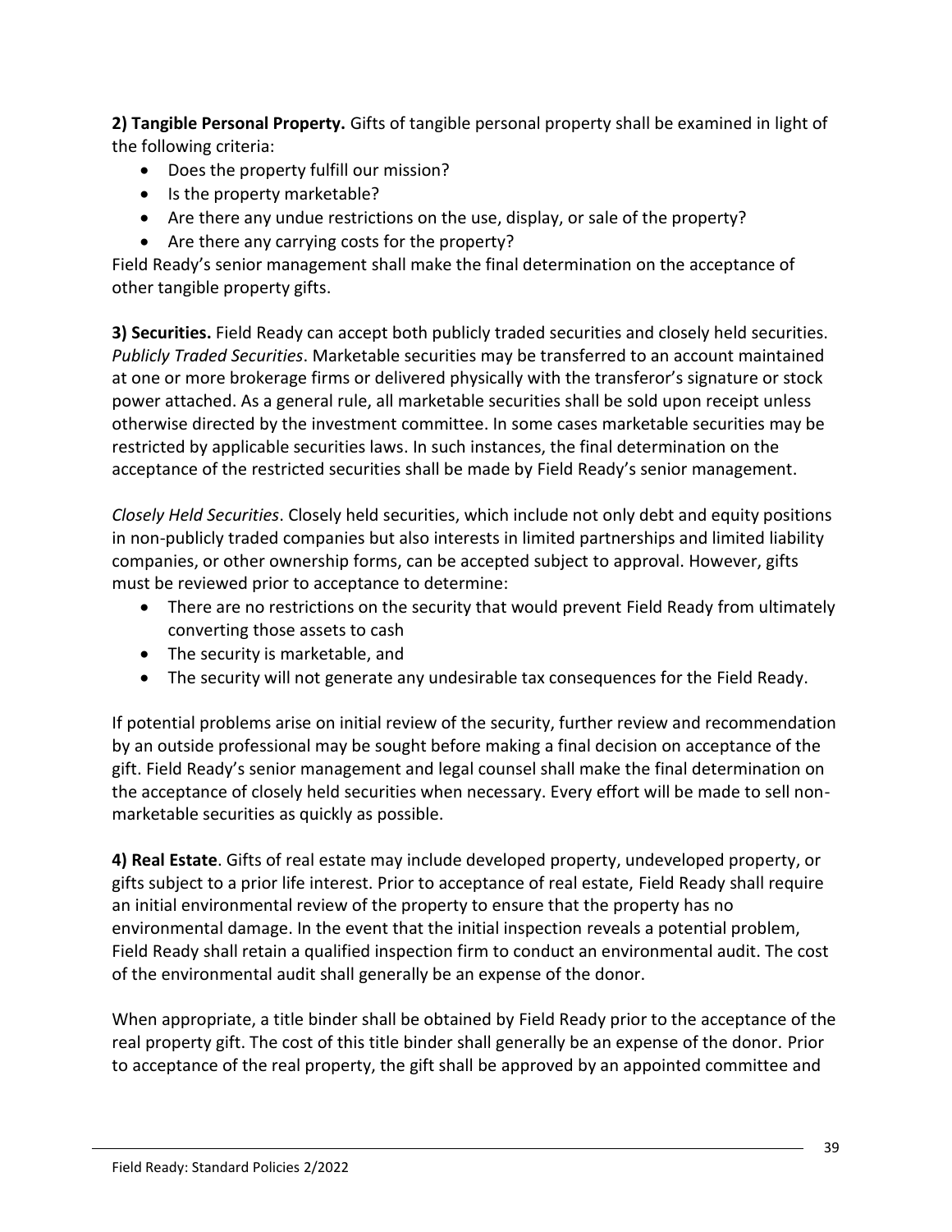**2) Tangible Personal Property.** Gifts of tangible personal property shall be examined in light of the following criteria:

- Does the property fulfill our mission?
- Is the property marketable?
- Are there any undue restrictions on the use, display, or sale of the property?
- Are there any carrying costs for the property?

Field Ready's senior management shall make the final determination on the acceptance of other tangible property gifts.

**3) Securities.** Field Ready can accept both publicly traded securities and closely held securities. *Publicly Traded Securities*. Marketable securities may be transferred to an account maintained at one or more brokerage firms or delivered physically with the transferor's signature or stock power attached. As a general rule, all marketable securities shall be sold upon receipt unless otherwise directed by the investment committee. In some cases marketable securities may be restricted by applicable securities laws. In such instances, the final determination on the acceptance of the restricted securities shall be made by Field Ready's senior management.

*Closely Held Securities*. Closely held securities, which include not only debt and equity positions in non-publicly traded companies but also interests in limited partnerships and limited liability companies, or other ownership forms, can be accepted subject to approval. However, gifts must be reviewed prior to acceptance to determine:

- There are no restrictions on the security that would prevent Field Ready from ultimately converting those assets to cash
- The security is marketable, and
- The security will not generate any undesirable tax consequences for the Field Ready.

If potential problems arise on initial review of the security, further review and recommendation by an outside professional may be sought before making a final decision on acceptance of the gift. Field Ready's senior management and legal counsel shall make the final determination on the acceptance of closely held securities when necessary. Every effort will be made to sell non-marketable securities as quickly as possible.

**4) Real Estate**. Gifts of real estate may include developed property, undeveloped property, or gifts subject to a prior life interest. Prior to acceptance of real estate, Field Ready shall require an initial environmental review of the property to ensure that the property has no environmental damage. In the event that the initial inspection reveals a potential problem, Field Ready shall retain a qualified inspection firm to conduct an environmental audit. The cost of the environmental audit shall generally be an expense of the donor.

When appropriate, a title binder shall be obtained by Field Ready prior to the acceptance of the real property gift. The cost of this title binder shall generally be an expense of the donor. Prior to acceptance of the real property, the gift shall be approved by an appointed committee and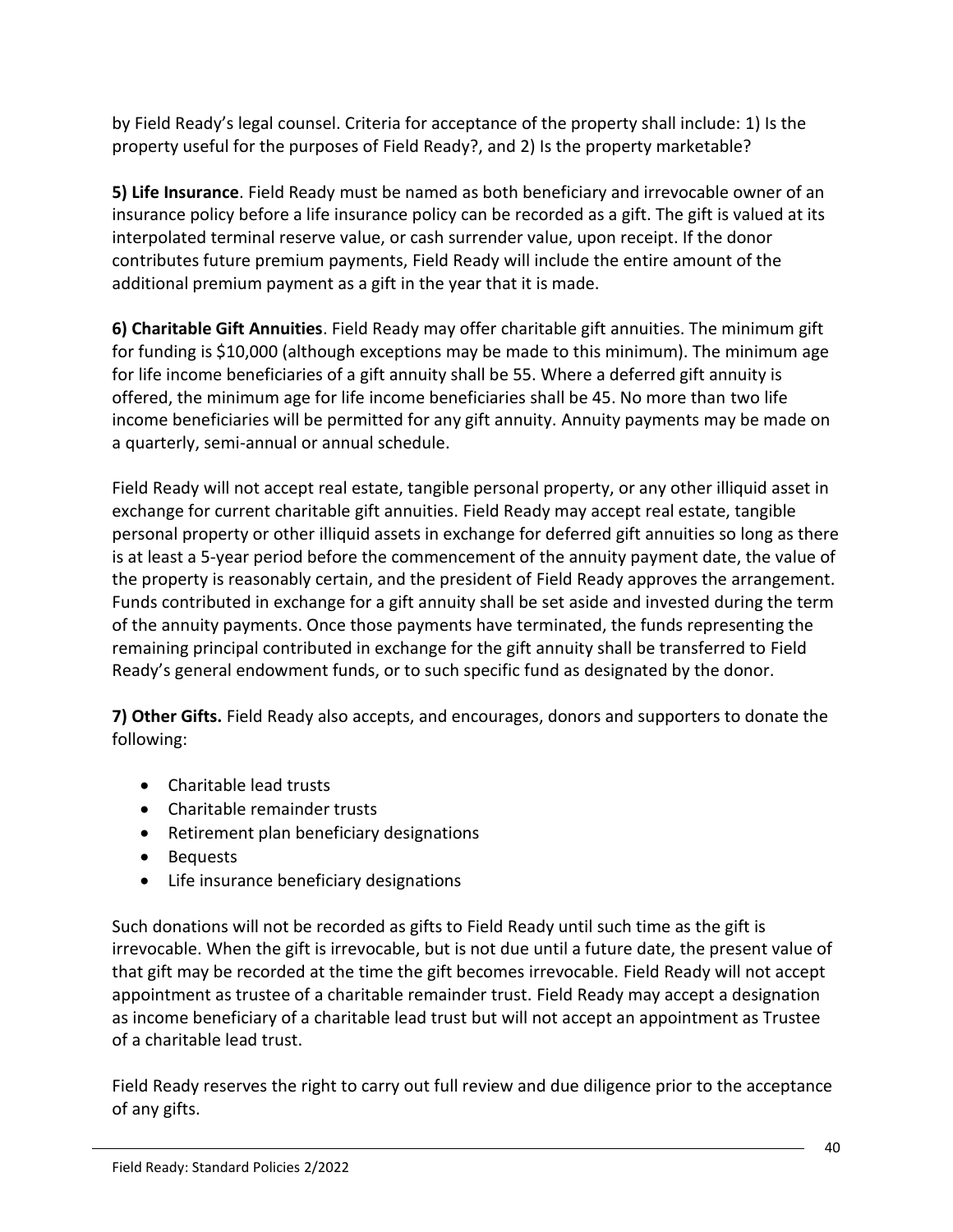by Field Ready's legal counsel. Criteria for acceptance of the property shall include: 1) Is the property useful for the purposes of Field Ready?, and 2) Is the property marketable?

**5) Life Insurance**. Field Ready must be named as both beneficiary and irrevocable owner of an insurance policy before a life insurance policy can be recorded as a gift. The gift is valued at its interpolated terminal reserve value, or cash surrender value, upon receipt. If the donor contributes future premium payments, Field Ready will include the entire amount of the additional premium payment as a gift in the year that it is made.

**6) Charitable Gift Annuities**. Field Ready may offer charitable gift annuities. The minimum gift for funding is $10,000 (although exceptions may be made to this minimum). The minimum age for life income beneficiaries of a gift annuity shall be 55. Where a deferred gift annuity is offered, the minimum age for life income beneficiaries shall be 45. No more than two life income beneficiaries will be permitted for any gift annuity. Annuity payments may be made on a quarterly, semi-annual or annual schedule.

Field Ready will not accept real estate, tangible personal property, or any other illiquid asset in exchange for current charitable gift annuities. Field Ready may accept real estate, tangible personal property or other illiquid assets in exchange for deferred gift annuities so long as there is at least a 5-year period before the commencement of the annuity payment date, the value of the property is reasonably certain, and the president of Field Ready approves the arrangement. Funds contributed in exchange for a gift annuity shall be set aside and invested during the term of the annuity payments. Once those payments have terminated, the funds representing the remaining principal contributed in exchange for the gift annuity shall be transferred to Field Ready's general endowment funds, or to such specific fund as designated by the donor.

**7) Other Gifts.** Field Ready also accepts, and encourages, donors and supporters to donate the following:

- Charitable lead trusts
- Charitable remainder trusts
- Retirement plan beneficiary designations
- Bequests
- Life insurance beneficiary designations

Such donations will not be recorded as gifts to Field Ready until such time as the gift is irrevocable. When the gift is irrevocable, but is not due until a future date, the present value of that gift may be recorded at the time the gift becomes irrevocable. Field Ready will not accept appointment as trustee of a charitable remainder trust. Field Ready may accept a designation as income beneficiary of a charitable lead trust but will not accept an appointment as Trustee of a charitable lead trust.

Field Ready reserves the right to carry out full review and due diligence prior to the acceptance of any gifts.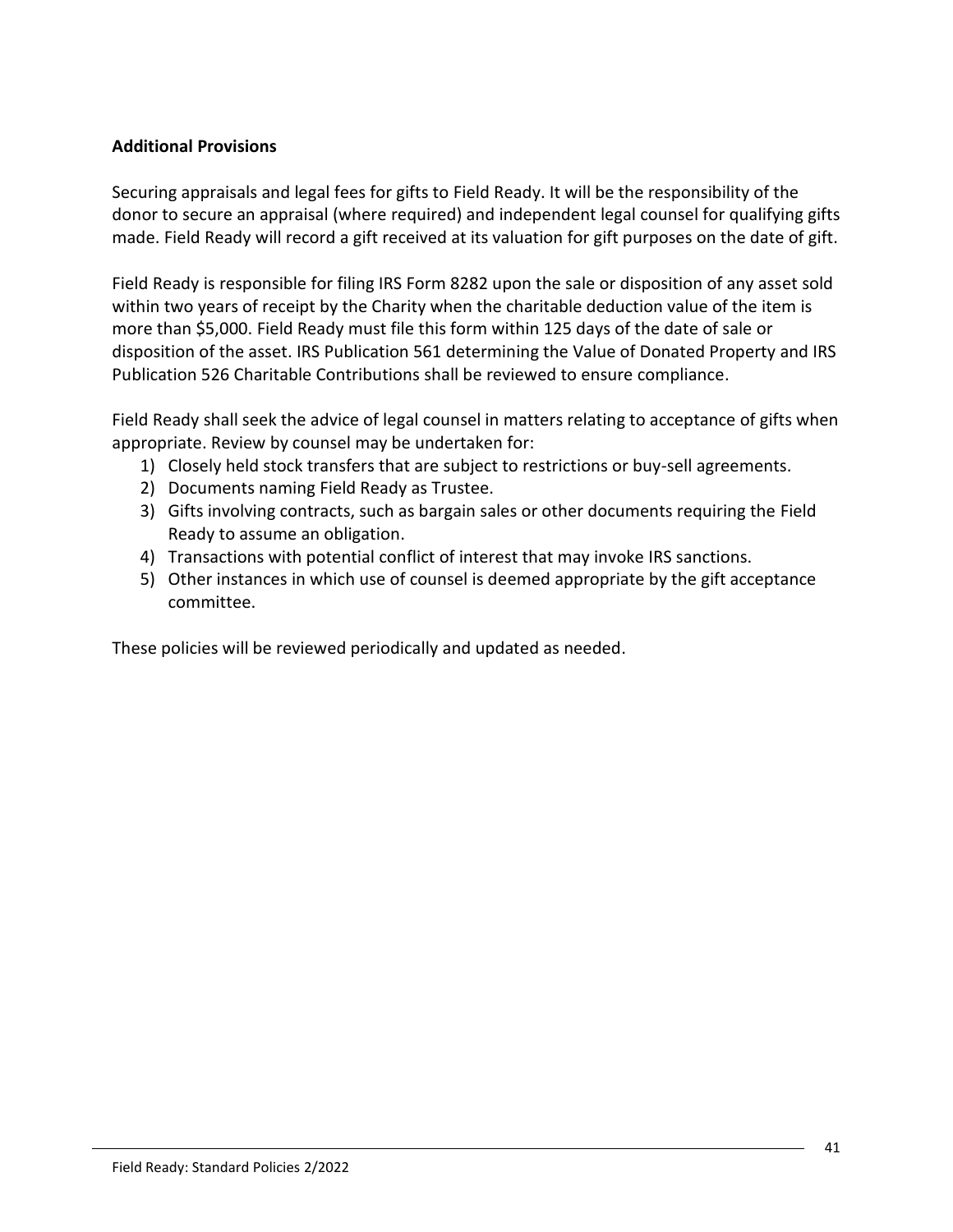**Additional Provisions**

Securing appraisals and legal fees for gifts to Field Ready. It will be the responsibility of the donor to secure an appraisal (where required) and independent legal counsel for qualifying gifts made. Field Ready will record a gift received at its valuation for gift purposes on the date of gift.

Field Ready is responsible for filing IRS Form 8282 upon the sale or disposition of any asset sold within two years of receipt by the Charity when the charitable deduction value of the item is more than $5,000. Field Ready must file this form within 125 days of the date of sale or disposition of the asset. IRS Publication 561 determining the Value of Donated Property and IRS Publication 526 Charitable Contributions shall be reviewed to ensure compliance.

Field Ready shall seek the advice of legal counsel in matters relating to acceptance of gifts when appropriate. Review by counsel may be undertaken for:

1) Closely held stock transfers that are subject to restrictions or buy-sell agreements.
2) Documents naming Field Ready as Trustee.
3) Gifts involving contracts, such as bargain sales or other documents requiring the Field Ready to assume an obligation.
4) Transactions with potential conflict of interest that may invoke IRS sanctions.
5) Other instances in which use of counsel is deemed appropriate by the gift acceptance committee.

These policies will be reviewed periodically and updated as needed.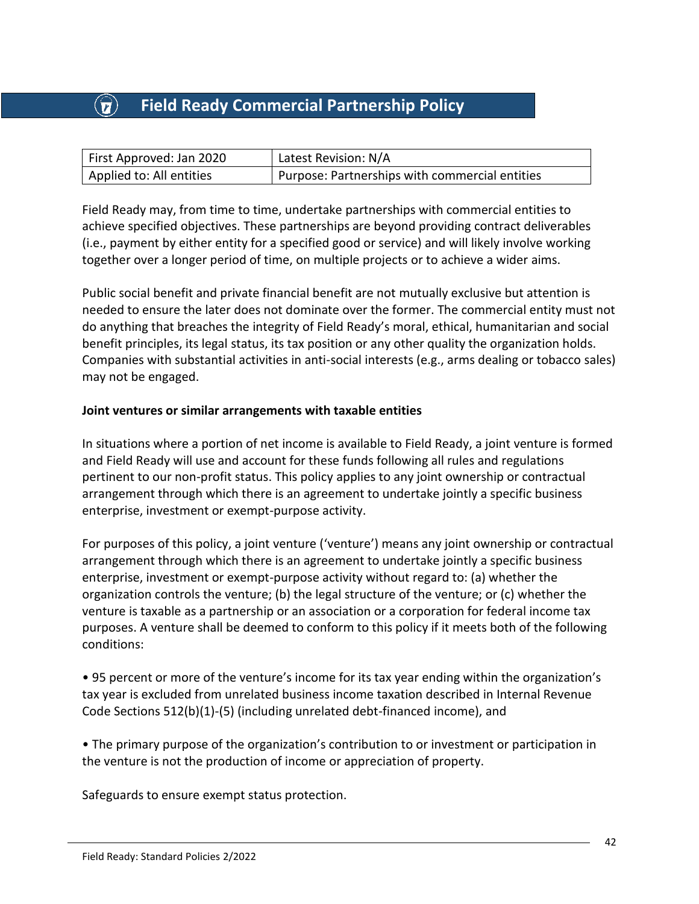# Field Ready Commercial Partnership Policy

| First Approved: Jan 2020 | Latest Revision: N/A |
|---|---|
| Applied to: All entities | Purpose: Partnerships with commercial entities |

Field Ready may, from time to time, undertake partnerships with commercial entities to achieve specified objectives. These partnerships are beyond providing contract deliverables (i.e., payment by either entity for a specified good or service) and will likely involve working together over a longer period of time, on multiple projects or to achieve a wider aims.

Public social benefit and private financial benefit are not mutually exclusive but attention is needed to ensure the later does not dominate over the former. The commercial entity must not do anything that breaches the integrity of Field Ready's moral, ethical, humanitarian and social benefit principles, its legal status, its tax position or any other quality the organization holds. Companies with substantial activities in anti-social interests (e.g., arms dealing or tobacco sales) may not be engaged.

**Joint ventures or similar arrangements with taxable entities**

In situations where a portion of net income is available to Field Ready, a joint venture is formed and Field Ready will use and account for these funds following all rules and regulations pertinent to our non-profit status. This policy applies to any joint ownership or contractual arrangement through which there is an agreement to undertake jointly a specific business enterprise, investment or exempt-purpose activity.

For purposes of this policy, a joint venture ('venture') means any joint ownership or contractual arrangement through which there is an agreement to undertake jointly a specific business enterprise, investment or exempt-purpose activity without regard to: (a) whether the organization controls the venture; (b) the legal structure of the venture; or (c) whether the venture is taxable as a partnership or an association or a corporation for federal income tax purposes. A venture shall be deemed to conform to this policy if it meets both of the following conditions:

- 95 percent or more of the venture's income for its tax year ending within the organization's tax year is excluded from unrelated business income taxation described in Internal Revenue Code Sections 512(b)(1)-(5) (including unrelated debt-financed income), and
- The primary purpose of the organization's contribution to or investment or participation in the venture is not the production of income or appreciation of property.

Safeguards to ensure exempt status protection.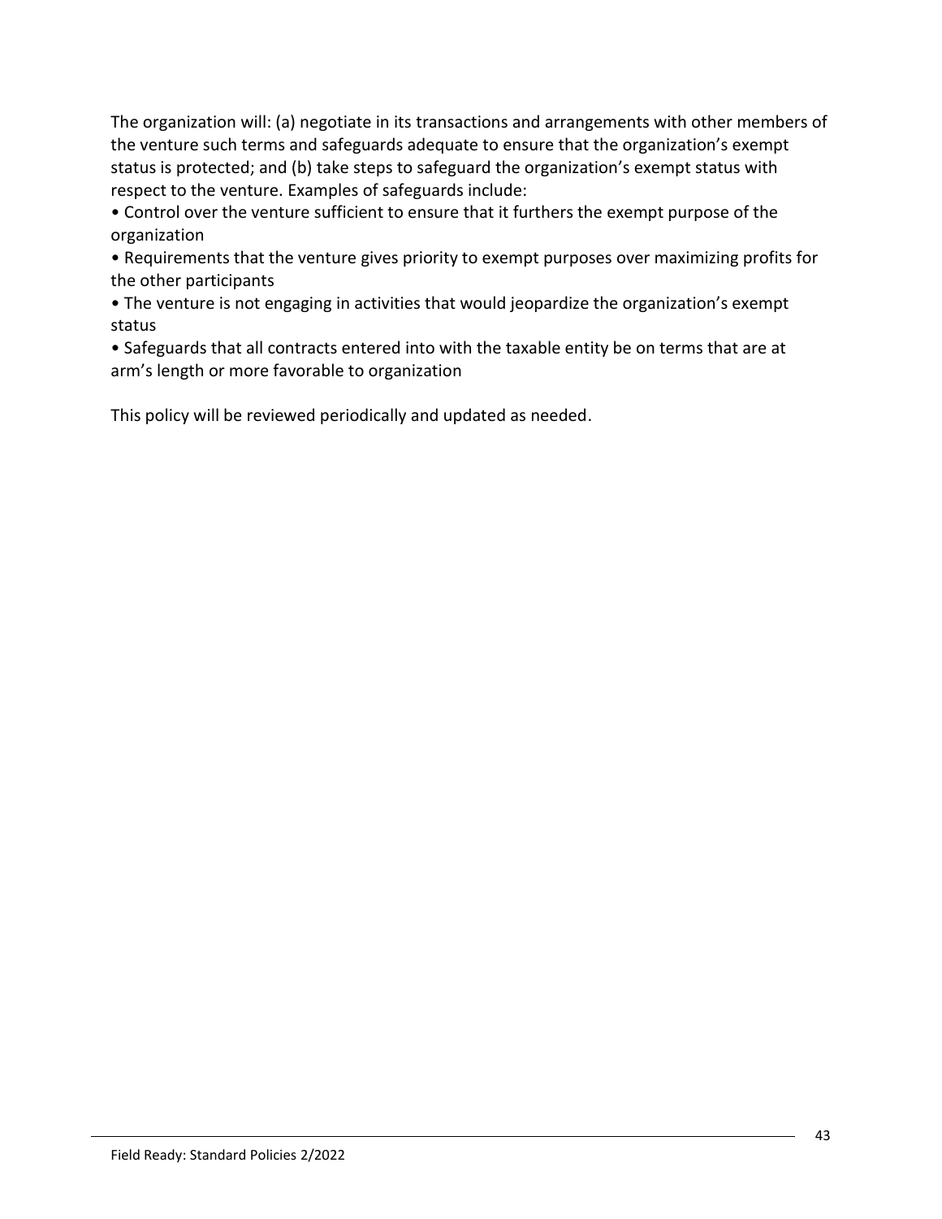The organization will: (a) negotiate in its transactions and arrangements with other members of the venture such terms and safeguards adequate to ensure that the organization's exempt status is protected; and (b) take steps to safeguard the organization's exempt status with respect to the venture. Examples of safeguards include:

- Control over the venture sufficient to ensure that it furthers the exempt purpose of the organization
- Requirements that the venture gives priority to exempt purposes over maximizing profits for the other participants
- The venture is not engaging in activities that would jeopardize the organization's exempt status
- Safeguards that all contracts entered into with the taxable entity be on terms that are at arm's length or more favorable to organization

This policy will be reviewed periodically and updated as needed.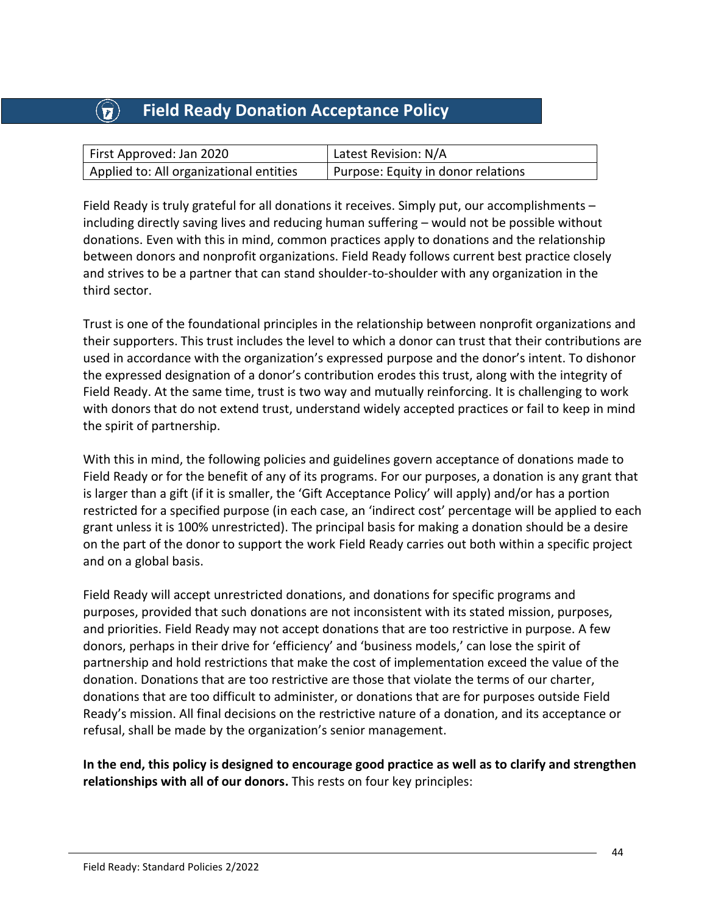# Field Ready Donation Acceptance Policy

| First Approved: Jan 2020 | Latest Revision: N/A |
|---|---|
| Applied to: All organizational entities | Purpose: Equity in donor relations |

Field Ready is truly grateful for all donations it receives. Simply put, our accomplishments – including directly saving lives and reducing human suffering – would not be possible without donations. Even with this in mind, common practices apply to donations and the relationship between donors and nonprofit organizations. Field Ready follows current best practice closely and strives to be a partner that can stand shoulder-to-shoulder with any organization in the third sector.

Trust is one of the foundational principles in the relationship between nonprofit organizations and their supporters. This trust includes the level to which a donor can trust that their contributions are used in accordance with the organization's expressed purpose and the donor's intent. To dishonor the expressed designation of a donor's contribution erodes this trust, along with the integrity of Field Ready. At the same time, trust is two way and mutually reinforcing. It is challenging to work with donors that do not extend trust, understand widely accepted practices or fail to keep in mind the spirit of partnership.

With this in mind, the following policies and guidelines govern acceptance of donations made to Field Ready or for the benefit of any of its programs. For our purposes, a donation is any grant that is larger than a gift (if it is smaller, the 'Gift Acceptance Policy' will apply) and/or has a portion restricted for a specified purpose (in each case, an 'indirect cost' percentage will be applied to each grant unless it is 100% unrestricted). The principal basis for making a donation should be a desire on the part of the donor to support the work Field Ready carries out both within a specific project and on a global basis.

Field Ready will accept unrestricted donations, and donations for specific programs and purposes, provided that such donations are not inconsistent with its stated mission, purposes, and priorities. Field Ready may not accept donations that are too restrictive in purpose. A few donors, perhaps in their drive for 'efficiency' and 'business models,' can lose the spirit of partnership and hold restrictions that make the cost of implementation exceed the value of the donation. Donations that are too restrictive are those that violate the terms of our charter, donations that are too difficult to administer, or donations that are for purposes outside Field Ready's mission. All final decisions on the restrictive nature of a donation, and its acceptance or refusal, shall be made by the organization's senior management.

**In the end, this policy is designed to encourage good practice as well as to clarify and strengthen relationships with all of our donors.** This rests on four key principles: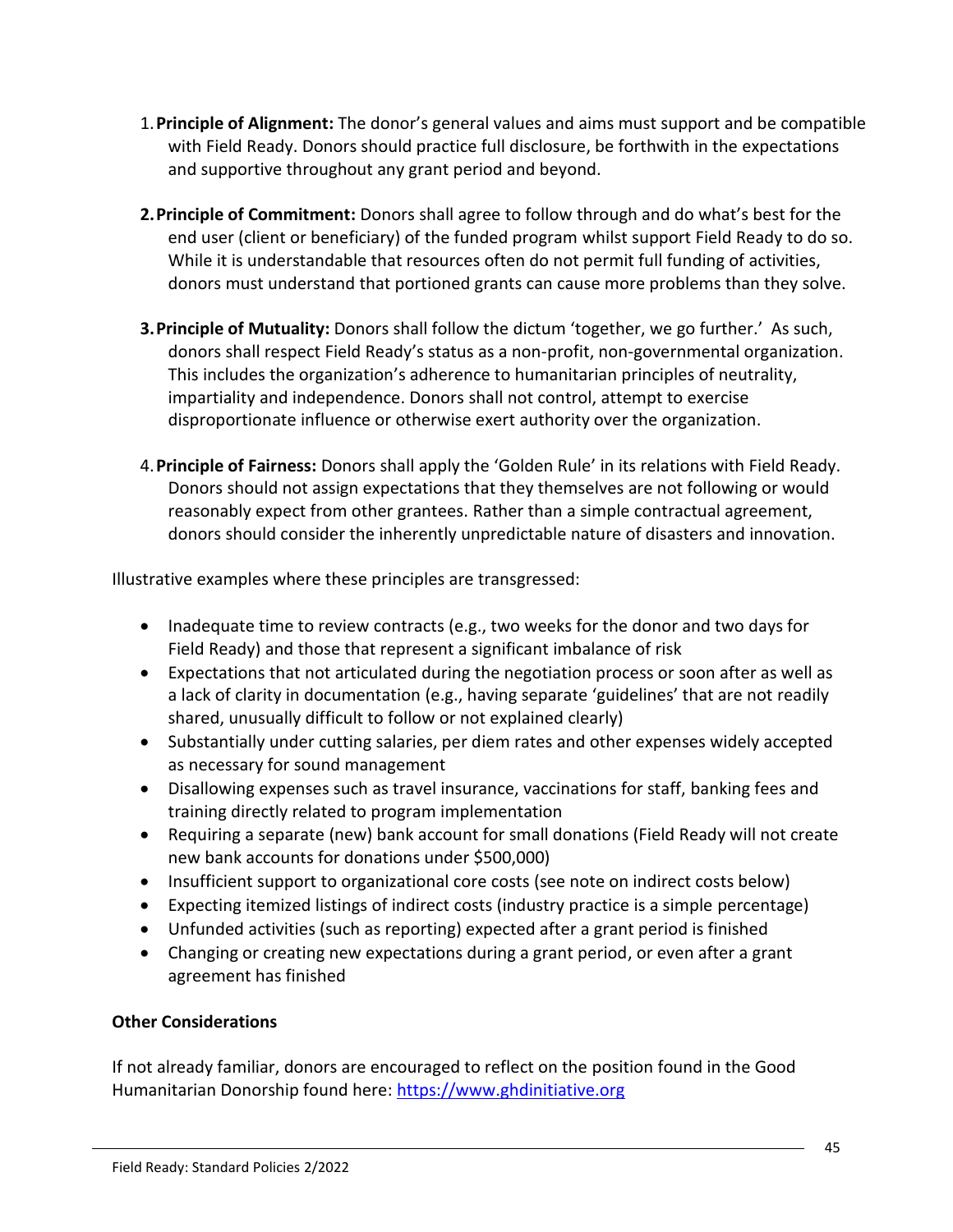1. **Principle of Alignment:** The donor's general values and aims must support and be compatible with Field Ready. Donors should practice full disclosure, be forthwith in the expectations and supportive throughout any grant period and beyond.

2. **Principle of Commitment:** Donors shall agree to follow through and do what's best for the end user (client or beneficiary) of the funded program whilst support Field Ready to do so. While it is understandable that resources often do not permit full funding of activities, donors must understand that portioned grants can cause more problems than they solve.

3. **Principle of Mutuality:** Donors shall follow the dictum 'together, we go further.' As such, donors shall respect Field Ready's status as a non-profit, non-governmental organization. This includes the organization's adherence to humanitarian principles of neutrality, impartiality and independence. Donors shall not control, attempt to exercise disproportionate influence or otherwise exert authority over the organization.

4. **Principle of Fairness:** Donors shall apply the 'Golden Rule' in its relations with Field Ready. Donors should not assign expectations that they themselves are not following or would reasonably expect from other grantees. Rather than a simple contractual agreement, donors should consider the inherently unpredictable nature of disasters and innovation.

Illustrative examples where these principles are transgressed:

- Inadequate time to review contracts (e.g., two weeks for the donor and two days for Field Ready) and those that represent a significant imbalance of risk
- Expectations that not articulated during the negotiation process or soon after as well as a lack of clarity in documentation (e.g., having separate 'guidelines' that are not readily shared, unusually difficult to follow or not explained clearly)
- Substantially under cutting salaries, per diem rates and other expenses widely accepted as necessary for sound management
- Disallowing expenses such as travel insurance, vaccinations for staff, banking fees and training directly related to program implementation
- Requiring a separate (new) bank account for small donations (Field Ready will not create new bank accounts for donations under $500,000)
- Insufficient support to organizational core costs (see note on indirect costs below)
- Expecting itemized listings of indirect costs (industry practice is a simple percentage)
- Unfunded activities (such as reporting) expected after a grant period is finished
- Changing or creating new expectations during a grant period, or even after a grant agreement has finished

**Other Considerations**

If not already familiar, donors are encouraged to reflect on the position found in the Good Humanitarian Donorship found here: [https://www.ghdinitiative.org](https://www.ghdinitiative.org)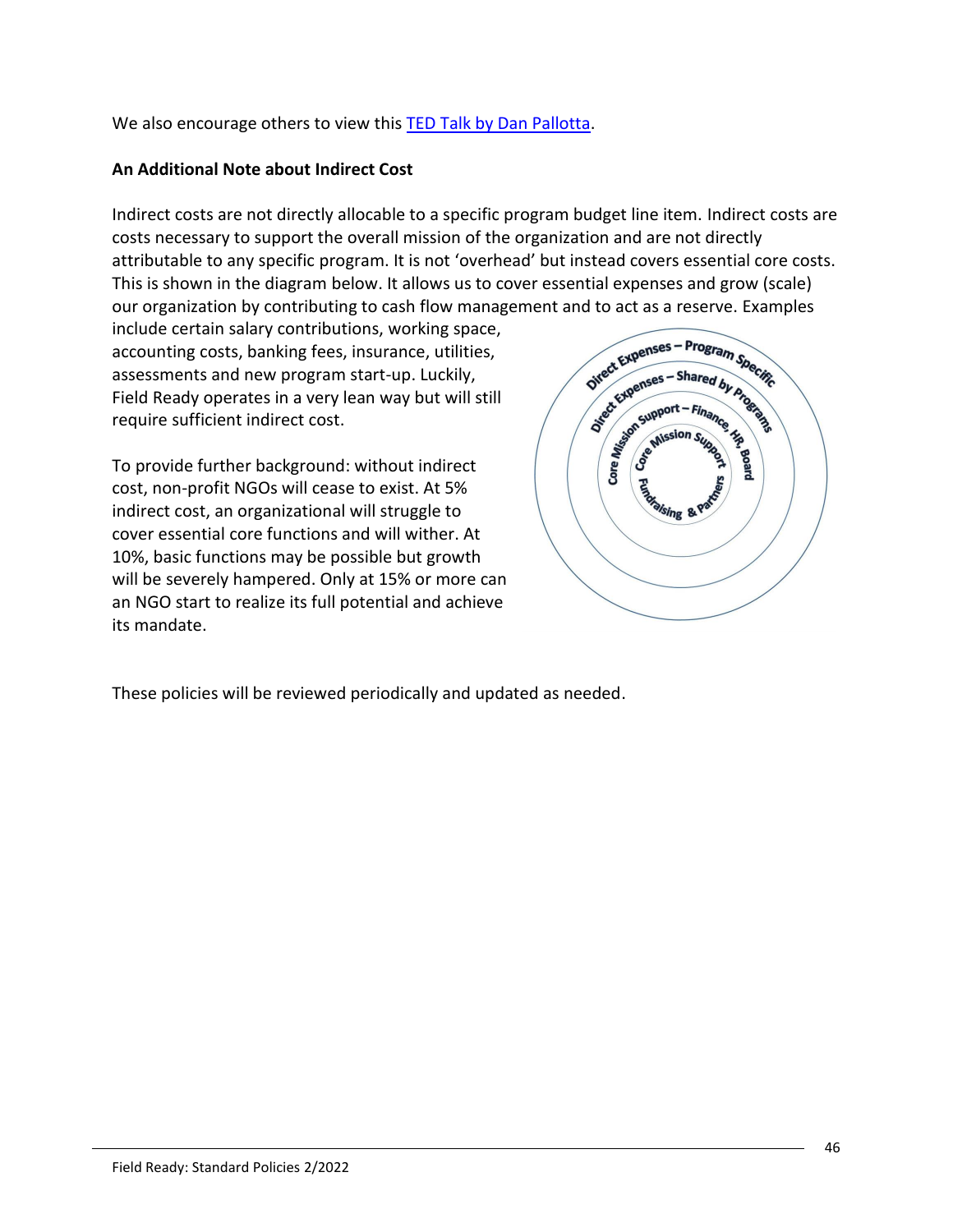We also encourage others to view this [TED Talk by Dan Pallotta](TED Talk by Dan Pallotta).

**An Additional Note about Indirect Cost**

Indirect costs are not directly allocable to a specific program budget line item. Indirect costs are costs necessary to support the overall mission of the organization and are not directly attributable to any specific program. It is not 'overhead' but instead covers essential core costs. This is shown in the diagram below. It allows us to cover essential expenses and grow (scale) our organization by contributing to cash flow management and to act as a reserve. Examples include certain salary contributions, working space, accounting costs, banking fees, insurance, utilities, assessments and new program start-up. Luckily, Field Ready operates in a very lean way but will still require sufficient indirect cost.

Direct Expenses – Program Specific

Direct Expenses – Shared by Programs

Core Mission Support – Finance, HR, Board

Core Mission Support

Fundraising & Partners

To provide further background: without indirect cost, non-profit NGOs will cease to exist. At 5% indirect cost, an organizational will struggle to cover essential core functions and will wither. At 10%, basic functions may be possible but growth will be severely hampered. Only at 15% or more can an NGO start to realize its full potential and achieve its mandate.

These policies will be reviewed periodically and updated as needed.